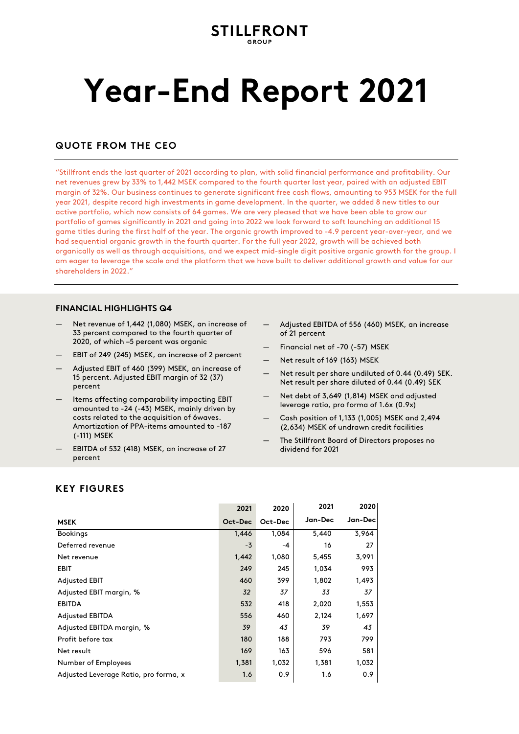STILLFRONT GROUP

# Year-End Report 2021

## QUOTE FROM THE CEO

"Stillfront ends the last quarter of 2021 according to plan, with solid financial performance and profitability. Our net revenues grew by 33% to 1,442 MSEK compared to the fourth quarter last year, paired with an adjusted EBIT margin of 32%. Our business continues to generate significant free cash flows, amounting to 953 MSEK for the full year 2021, despite record high investments in game development. In the quarter, we added 8 new titles to our active portfolio, which now consists of 64 games. We are very pleased that we have been able to grow our portfolio of games significantly in 2021 and going into 2022 we look forward to soft launching an additional 15 game titles during the first half of the year. The organic growth improved to -4.9 percent year-over-year, and we had sequential organic growth in the fourth quarter. For the full year 2022, growth will be achieved both organically as well as through acquisitions, and we expect mid-single digit positive organic growth for the group. I am eager to leverage the scale and the platform that we have built to deliver additional growth and value for our shareholders in 2022."

### FINANCIAL HIGHLIGHTS Q4

- Net revenue of 1,442 (1,080) MSEK, an increase of 33 percent compared to the fourth quarter of 2020, of which –5 percent was organic
- EBIT of 249 (245) MSEK, an increase of 2 percent
- Adjusted EBIT of 460 (399) MSEK, an increase of 15 percent. Adjusted EBIT margin of 32 (37) percent
- Items affecting comparability impacting EBIT amounted to -24 (-43) MSEK, mainly driven by costs related to the acquisition of 6waves. Amortization of PPA-items amounted to -187 (-111) MSEK
- EBITDA of 532 (418) MSEK, an increase of 27 percent
- Adjusted EBITDA of 556 (460) MSEK, an increase of 21 percent
- Financial net of -70 (-57) MSEK
- Net result of 169 (163) MSEK
- Net result per share undiluted of 0.44 (0.49) SEK. Net result per share diluted of 0.44 (0.49) SEK
- Net debt of 3,649 (1,814) MSEK and adjusted leverage ratio, pro forma of 1.6x (0.9x)
- Cash position of 1,133 (1,005) MSEK and 2,494 (2,634) MSEK of undrawn credit facilities
- The Stillfront Board of Directors proposes no dividend for 2021

## KEY FIGURES

| MSEK | 2021 Oct-Dec | 2020 Oct-Dec | 2021 Jan-Dec | 2020 Jan-Dec |
|---|---|---|---|---|
| Bookings | 1,446 | 1,084 | 5,440 | 3,964 |
| Deferred revenue | -3 | -4 | 16 | 27 |
| Net revenue | 1,442 | 1,080 | 5,455 | 3,991 |
| EBIT | 249 | 245 | 1,034 | 993 |
| Adjusted EBIT | 460 | 399 | 1,802 | 1,493 |
| Adjusted EBIT margin, % | *32* | *37* | *33* | *37* |
| EBITDA | 532 | 418 | 2,020 | 1,553 |
| Adjusted EBITDA | 556 | 460 | 2,124 | 1,697 |
| Adjusted EBITDA margin, % | *39* | *43* | *39* | *43* |
| Profit before tax | 180 | 188 | 793 | 799 |
| Net result | 169 | 163 | 596 | 581 |
| Number of Employees | 1,381 | 1,032 | 1,381 | 1,032 |
| Adjusted Leverage Ratio, pro forma, x | 1.6 | 0.9 | 1.6 | 0.9 |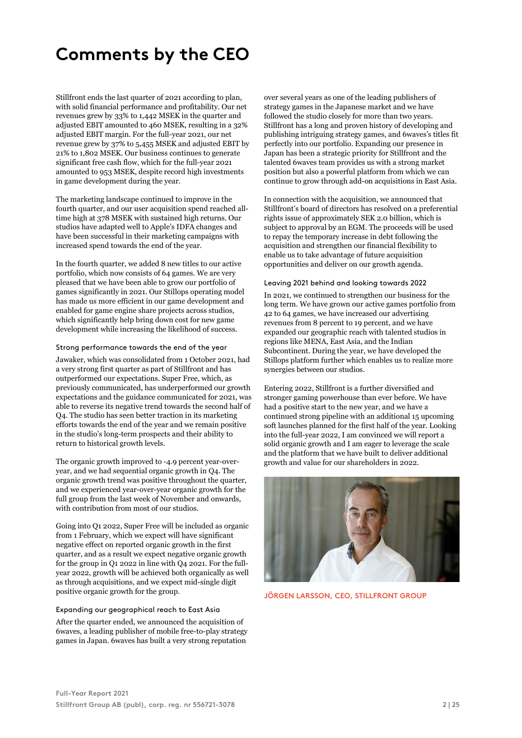# Comments by the CEO

Stillfront ends the last quarter of 2021 according to plan, with solid financial performance and profitability. Our net revenues grew by 33% to 1,442 MSEK in the quarter and adjusted EBIT amounted to 460 MSEK, resulting in a 32% adjusted EBIT margin. For the full-year 2021, our net revenue grew by 37% to 5,455 MSEK and adjusted EBIT by 21% to 1,802 MSEK. Our business continues to generate significant free cash flow, which for the full-year 2021 amounted to 953 MSEK, despite record high investments in game development during the year.

The marketing landscape continued to improve in the fourth quarter, and our user acquisition spend reached all-time high at 378 MSEK with sustained high returns. Our studios have adapted well to Apple's IDFA changes and have been successful in their marketing campaigns with increased spend towards the end of the year.

In the fourth quarter, we added 8 new titles to our active portfolio, which now consists of 64 games. We are very pleased that we have been able to grow our portfolio of games significantly in 2021. Our Stillops operating model has made us more efficient in our game development and enabled for game engine share projects across studios, which significantly help bring down cost for new game development while increasing the likelihood of success.

### Strong performance towards the end of the year

Jawaker, which was consolidated from 1 October 2021, had a very strong first quarter as part of Stillfront and has outperformed our expectations. Super Free, which, as previously communicated, has underperformed our growth expectations and the guidance communicated for 2021, was able to reverse its negative trend towards the second half of Q4. The studio has seen better traction in its marketing efforts towards the end of the year and we remain positive in the studio's long-term prospects and their ability to return to historical growth levels.

The organic growth improved to -4.9 percent year-over-year, and we had sequential organic growth in Q4. The organic growth trend was positive throughout the quarter, and we experienced year-over-year organic growth for the full group from the last week of November and onwards, with contribution from most of our studios.

Going into Q1 2022, Super Free will be included as organic from 1 February, which we expect will have significant negative effect on reported organic growth in the first quarter, and as a result we expect negative organic growth for the group in Q1 2022 in line with Q4 2021. For the full-year 2022, growth will be achieved both organically as well as through acquisitions, and we expect mid-single digit positive organic growth for the group.

### Expanding our geographical reach to East Asia

After the quarter ended, we announced the acquisition of 6waves, a leading publisher of mobile free-to-play strategy games in Japan. 6waves has built a very strong reputation over several years as one of the leading publishers of strategy games in the Japanese market and we have followed the studio closely for more than two years. Stillfront has a long and proven history of developing and publishing intriguing strategy games, and 6waves's titles fit perfectly into our portfolio. Expanding our presence in Japan has been a strategic priority for Stillfront and the talented 6waves team provides us with a strong market position but also a powerful platform from which we can continue to grow through add-on acquisitions in East Asia.

In connection with the acquisition, we announced that Stillfront's board of directors has resolved on a preferential rights issue of approximately SEK 2.0 billion, which is subject to approval by an EGM. The proceeds will be used to repay the temporary increase in debt following the acquisition and strengthen our financial flexibility to enable us to take advantage of future acquisition opportunities and deliver on our growth agenda.

### Leaving 2021 behind and looking towards 2022

In 2021, we continued to strengthen our business for the long term. We have grown our active games portfolio from 42 to 64 games, we have increased our advertising revenues from 8 percent to 19 percent, and we have expanded our geographic reach with talented studios in regions like MENA, East Asia, and the Indian Subcontinent. During the year, we have developed the Stillops platform further which enables us to realize more synergies between our studios.

Entering 2022, Stillfront is a further diversified and stronger gaming powerhouse than ever before. We have had a positive start to the new year, and we have a continued strong pipeline with an additional 15 upcoming soft launches planned for the first half of the year. Looking into the full-year 2022, I am convinced we will report a solid organic growth and I am eager to leverage the scale and the platform that we have built to deliver additional growth and value for our shareholders in 2022.

JÖRGEN LARSSON, CEO, STILLFRONT GROUP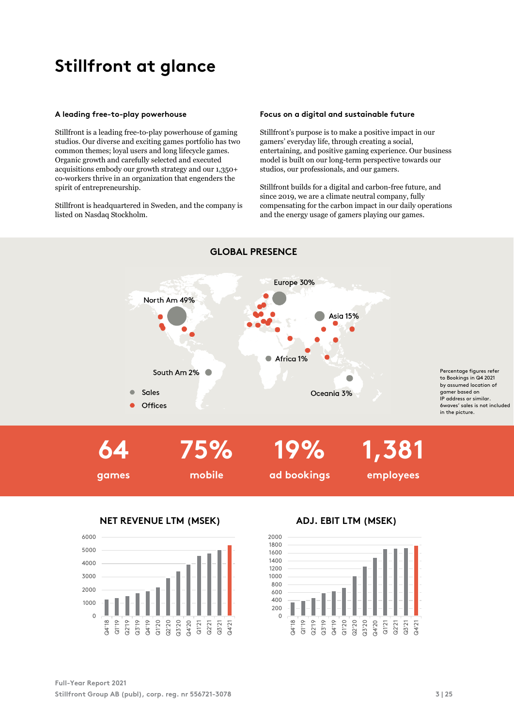# Stillfront at glance

### A leading free-to-play powerhouse

Stillfront is a leading free-to-play powerhouse of gaming studios. Our diverse and exciting games portfolio has two common themes; loyal users and long lifecycle games. Organic growth and carefully selected and executed acquisitions embody our growth strategy and our 1,350+ co-workers thrive in an organization that engenders the spirit of entrepreneurship.

Stillfront is headquartered in Sweden, and the company is listed on Nasdaq Stockholm.

### Focus on a digital and sustainable future

Stillfront's purpose is to make a positive impact in our gamers' everyday life, through creating a social, entertaining, and positive gaming experience. Our business model is built on our long-term perspective towards our studios, our professionals, and our gamers.

Stillfront builds for a digital and carbon-free future, and since 2019, we are a climate neutral company, fully compensating for the carbon impact in our daily operations and the energy usage of gamers playing our games.

## GLOBAL PRESENCE

North Am 49%

Europe 30%

Asia 15%

Africa 1%

South Am 2%

Oceania 3%

- Sales
- Offices

Percentage figures refer to Bookings in Q4 2021 by assumed location of gamer based on IP address or similar. 6waves' sales is not included in the picture.

**64** games

**75%** mobile

**19%** ad bookings

**1,381** employees

## NET REVENUE LTM (MSEK)

## ADJ. EBIT LTM (MSEK)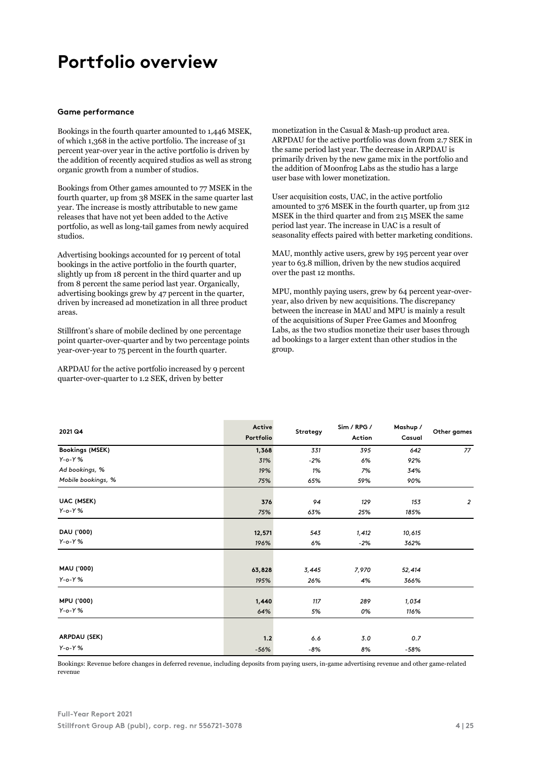# Portfolio overview

### Game performance

Bookings in the fourth quarter amounted to 1,446 MSEK, of which 1,368 in the active portfolio. The increase of 31 percent year-over year in the active portfolio is driven by the addition of recently acquired studios as well as strong organic growth from a number of studios.

Bookings from Other games amounted to 77 MSEK in the fourth quarter, up from 38 MSEK in the same quarter last year. The increase is mostly attributable to new game releases that have not yet been added to the Active portfolio, as well as long-tail games from newly acquired studios.

Advertising bookings accounted for 19 percent of total bookings in the active portfolio in the fourth quarter, slightly up from 18 percent in the third quarter and up from 8 percent the same period last year. Organically, advertising bookings grew by 47 percent in the quarter, driven by increased ad monetization in all three product areas.

Stillfront's share of mobile declined by one percentage point quarter-over-quarter and by two percentage points year-over-year to 75 percent in the fourth quarter.

ARPDAU for the active portfolio increased by 9 percent quarter-over-quarter to 1.2 SEK, driven by better monetization in the Casual & Mash-up product area. ARPDAU for the active portfolio was down from 2.7 SEK in the same period last year. The decrease in ARPDAU is primarily driven by the new game mix in the portfolio and the addition of Moonfrog Labs as the studio has a large user base with lower monetization.

User acquisition costs, UAC, in the active portfolio amounted to 376 MSEK in the fourth quarter, up from 312 MSEK in the third quarter and from 215 MSEK the same period last year. The increase in UAC is a result of seasonality effects paired with better marketing conditions.

MAU, monthly active users, grew by 195 percent year over year to 63.8 million, driven by the new studios acquired over the past 12 months.

MPU, monthly paying users, grew by 64 percent year-over-year, also driven by new acquisitions. The discrepancy between the increase in MAU and MPU is mainly a result of the acquisitions of Super Free Games and Moonfrog Labs, as the two studios monetize their user bases through ad bookings to a larger extent than other studios in the group.

| 2021 Q4 | Active Portfolio | Strategy | Sim / RPG / Action | Mashup / Casual | Other games |
|---|---|---|---|---|---|
| **Bookings (MSEK)** | **1,368** | *331* | *395* | *642* | *77* |
| *Y-o-Y %* | *31%* | *-2%* | *6%* | *92%* | |
| *Ad bookings, %* | *19%* | *1%* | *7%* | *34%* | |
| *Mobile bookings, %* | *75%* | *65%* | *59%* | *90%* | |
| **UAC (MSEK)** | **376** | *94* | *129* | *153* | *2* |
| *Y-o-Y %* | *75%* | *63%* | *25%* | *185%* | |
| **DAU ('000)** | **12,571** | *543* | *1,412* | *10,615* | |
| *Y-o-Y %* | *196%* | *6%* | *-2%* | *362%* | |
| **MAU ('000)** | **63,828** | *3,445* | *7,970* | *52,414* | |
| *Y-o-Y %* | *195%* | *26%* | *4%* | *366%* | |
| **MPU ('000)** | **1,440** | *117* | *289* | *1,034* | |
| *Y-o-Y %* | *64%* | *5%* | *0%* | *116%* | |
| **ARPDAU (SEK)** | **1.2** | *6.6* | *3.0* | *0.7* | |
| *Y-o-Y %* | *-56%* | *-8%* | *8%* | *-58%* | |

Bookings: Revenue before changes in deferred revenue, including deposits from paying users, in-game advertising revenue and other game-related revenue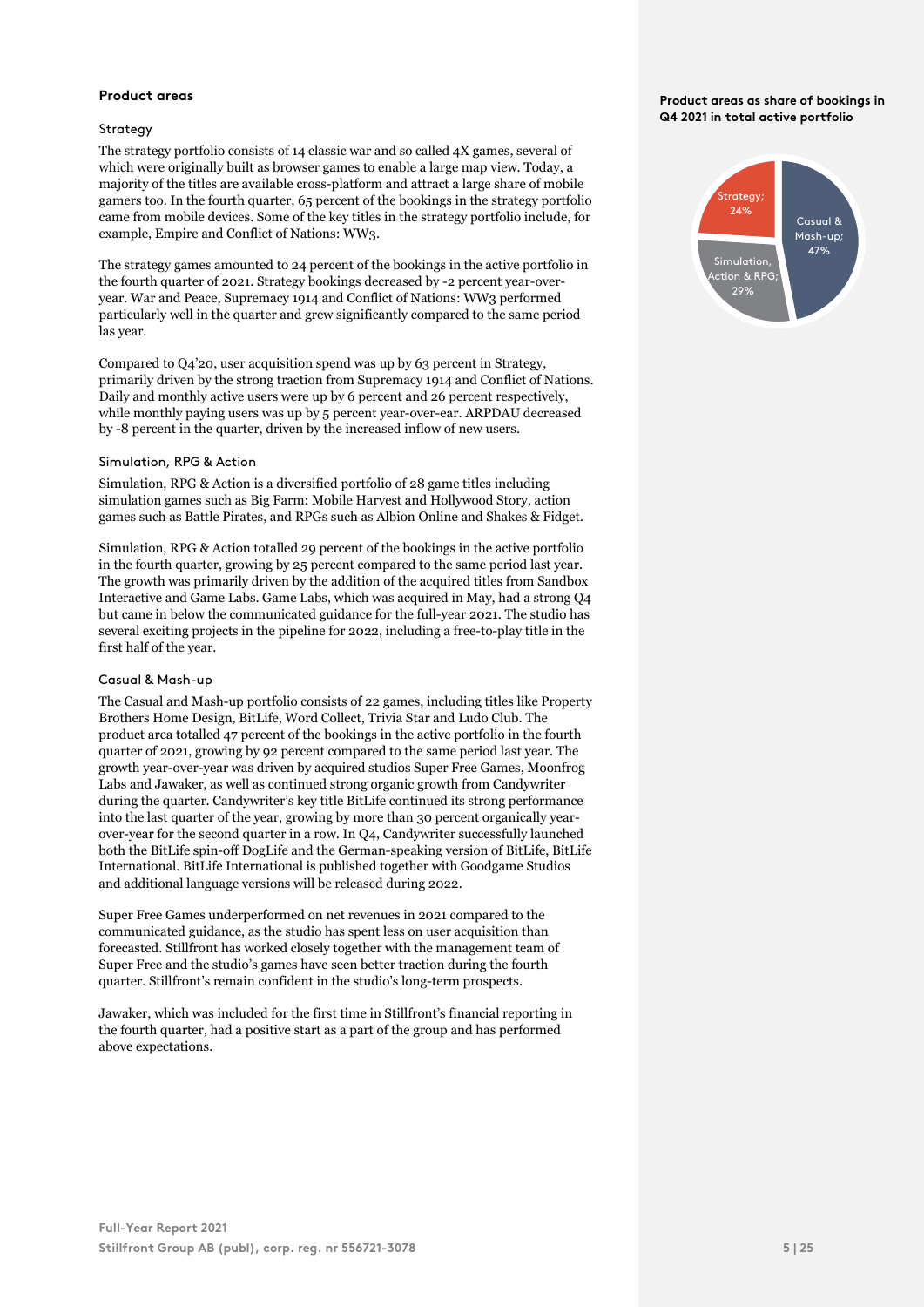## Product areas

### Strategy

The strategy portfolio consists of 14 classic war and so called 4X games, several of which were originally built as browser games to enable a large map view. Today, a majority of the titles are available cross-platform and attract a large share of mobile gamers too. In the fourth quarter, 65 percent of the bookings in the strategy portfolio came from mobile devices. Some of the key titles in the strategy portfolio include, for example, Empire and Conflict of Nations: WW3.

The strategy games amounted to 24 percent of the bookings in the active portfolio in the fourth quarter of 2021. Strategy bookings decreased by -2 percent year-over-year. War and Peace, Supremacy 1914 and Conflict of Nations: WW3 performed particularly well in the quarter and grew significantly compared to the same period las year.

Compared to Q4'20, user acquisition spend was up by 63 percent in Strategy, primarily driven by the strong traction from Supremacy 1914 and Conflict of Nations. Daily and monthly active users were up by 6 percent and 26 percent respectively, while monthly paying users was up by 5 percent year-over-ear. ARPDAU decreased by -8 percent in the quarter, driven by the increased inflow of new users.

### Simulation, RPG & Action

Simulation, RPG & Action is a diversified portfolio of 28 game titles including simulation games such as Big Farm: Mobile Harvest and Hollywood Story, action games such as Battle Pirates, and RPGs such as Albion Online and Shakes & Fidget.

Simulation, RPG & Action totalled 29 percent of the bookings in the active portfolio in the fourth quarter, growing by 25 percent compared to the same period last year. The growth was primarily driven by the addition of the acquired titles from Sandbox Interactive and Game Labs. Game Labs, which was acquired in May, had a strong Q4 but came in below the communicated guidance for the full-year 2021. The studio has several exciting projects in the pipeline for 2022, including a free-to-play title in the first half of the year.

### Casual & Mash-up

The Casual and Mash-up portfolio consists of 22 games, including titles like Property Brothers Home Design, BitLife, Word Collect, Trivia Star and Ludo Club. The product area totalled 47 percent of the bookings in the active portfolio in the fourth quarter of 2021, growing by 92 percent compared to the same period last year. The growth year-over-year was driven by acquired studios Super Free Games, Moonfrog Labs and Jawaker, as well as continued strong organic growth from Candywriter during the quarter. Candywriter's key title BitLife continued its strong performance into the last quarter of the year, growing by more than 30 percent organically year-over-year for the second quarter in a row. In Q4, Candywriter successfully launched both the BitLife spin-off DogLife and the German-speaking version of BitLife, BitLife International. BitLife International is published together with Goodgame Studios and additional language versions will be released during 2022.

Super Free Games underperformed on net revenues in 2021 compared to the communicated guidance, as the studio has spent less on user acquisition than forecasted. Stillfront has worked closely together with the management team of Super Free and the studio's games have seen better traction during the fourth quarter. Stillfront's remain confident in the studio's long-term prospects.

Jawaker, which was included for the first time in Stillfront's financial reporting in the fourth quarter, had a positive start as a part of the group and has performed above expectations.

**Product areas as share of bookings in Q4 2021 in total active portfolio**

| Product area | Share |
|---|---|
| Strategy | 24% |
| Simulation, Action & RPG | 29% |
| Casual & Mash-up | 47% |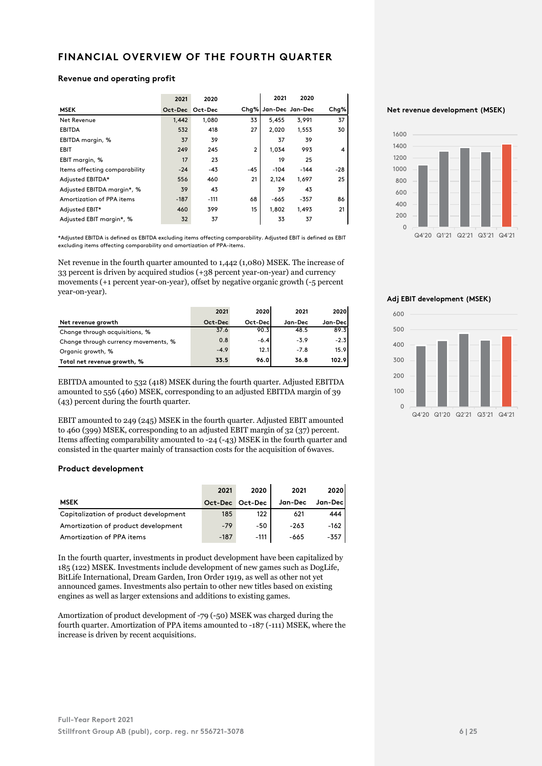## FINANCIAL OVERVIEW OF THE FOURTH QUARTER

### Revenue and operating profit

| MSEK | 2021 Oct-Dec | 2020 Oct-Dec | Chg% | 2021 Jan-Dec | 2020 Jan-Dec | Chg% |
|---|---|---|---|---|---|---|
| Net Revenue | 1,442 | 1,080 | 33 | 5,455 | 3,991 | 37 |
| EBITDA | 532 | 418 | 27 | 2,020 | 1,553 | 30 |
| EBITDA margin, % | 37 | 39 | | 37 | 39 | |
| EBIT | 249 | 245 | 2 | 1,034 | 993 | 4 |
| EBIT margin, % | 17 | 23 | | 19 | 25 | |
| Items affecting comparability | -24 | -43 | -45 | -104 | -144 | -28 |
| Adjusted EBITDA* | 556 | 460 | 21 | 2,124 | 1,697 | 25 |
| Adjusted EBITDA margin*, % | 39 | 43 | | 39 | 43 | |
| Amortization of PPA items | -187 | -111 | 68 | -665 | -357 | 86 |
| Adjusted EBIT* | 460 | 399 | 15 | 1,802 | 1,493 | 21 |
| Adjusted EBIT margin*, % | 32 | 37 | | 33 | 37 | |

*Adjusted EBITDA is defined as EBITDA excluding items affecting comparability. Adjusted EBIT is defined as EBIT excluding items affecting comparability and amortization of PPA-items.

Net revenue in the fourth quarter amounted to 1,442 (1,080) MSEK. The increase of 33 percent is driven by acquired studios (+38 percent year-on-year) and currency movements (+1 percent year-on-year), offset by negative organic growth (-5 percent year-on-year).

| Net revenue growth | 2021 Oct-Dec | 2020 Oct-Dec | 2021 Jan-Dec | 2020 Jan-Dec |
|---|---|---|---|---|
| Change through acquisitions, % | 37.6 | 90.3 | 48.5 | 89.3 |
| Change through currency movements, % | 0.8 | -6.4 | -3.9 | -2.3 |
| Organic growth, % | -4.9 | 12.1 | -7.8 | 15.9 |
| **Total net revenue growth, %** | **33.5** | **96.0** | **36.8** | **102.9** |

EBITDA amounted to 532 (418) MSEK during the fourth quarter. Adjusted EBITDA amounted to 556 (460) MSEK, corresponding to an adjusted EBITDA margin of 39 (43) percent during the fourth quarter.

EBIT amounted to 249 (245) MSEK in the fourth quarter. Adjusted EBIT amounted to 460 (399) MSEK, corresponding to an adjusted EBIT margin of 32 (37) percent. Items affecting comparability amounted to -24 (-43) MSEK in the fourth quarter and consisted in the quarter mainly of transaction costs for the acquisition of 6waves.

### Product development

| MSEK | 2021 Oct-Dec | 2020 Oct-Dec | 2021 Jan-Dec | 2020 Jan-Dec |
|---|---|---|---|---|
| Capitalization of product development | 185 | 122 | 621 | 444 |
| Amortization of product development | -79 | -50 | -263 | -162 |
| Amortization of PPA items | -187 | -111 | -665 | -357 |

In the fourth quarter, investments in product development have been capitalized by 185 (122) MSEK. Investments include development of new games such as DogLife, BitLife International, Dream Garden, Iron Order 1919, as well as other not yet announced games. Investments also pertain to other new titles based on existing engines as well as larger extensions and additions to existing games.

Amortization of product development of -79 (-50) MSEK was charged during the fourth quarter. Amortization of PPA items amounted to -187 (-111) MSEK, where the increase is driven by recent acquisitions.

**Net revenue development (MSEK)**

**Adj EBIT development (MSEK)**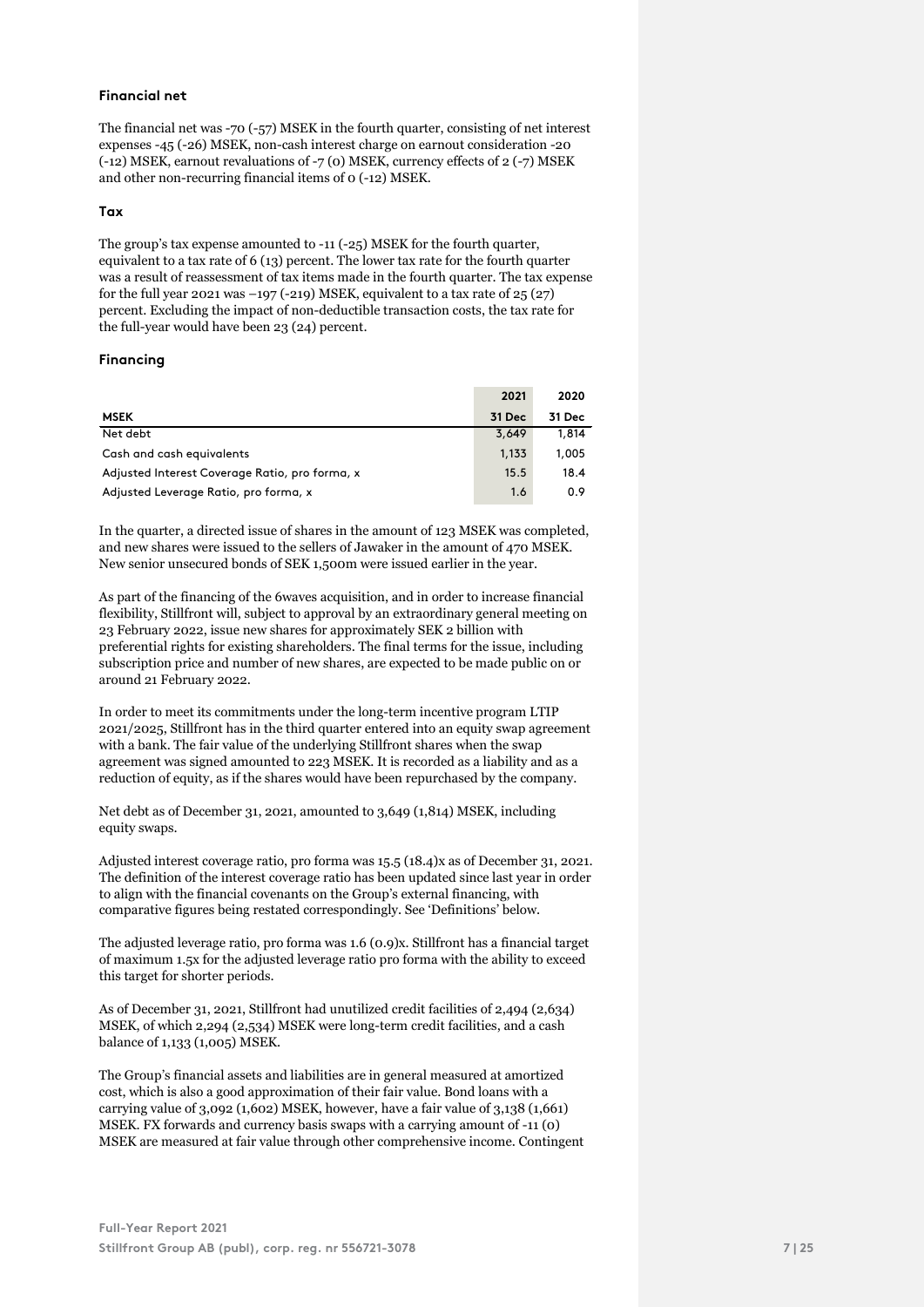### Financial net

The financial net was -70 (-57) MSEK in the fourth quarter, consisting of net interest expenses -45 (-26) MSEK, non-cash interest charge on earnout consideration -20 (-12) MSEK, earnout revaluations of -7 (0) MSEK, currency effects of 2 (-7) MSEK and other non-recurring financial items of 0 (-12) MSEK.

### Tax

The group's tax expense amounted to -11 (-25) MSEK for the fourth quarter, equivalent to a tax rate of 6 (13) percent. The lower tax rate for the fourth quarter was a result of reassessment of tax items made in the fourth quarter. The tax expense for the full year 2021 was –197 (-219) MSEK, equivalent to a tax rate of 25 (27) percent. Excluding the impact of non-deductible transaction costs, the tax rate for the full-year would have been 23 (24) percent.

### Financing

| | 2021 | 2020 |
|---|---|---|
| **MSEK** | **31 Dec** | **31 Dec** |
| Net debt | 3,649 | 1,814 |
| Cash and cash equivalents | 1,133 | 1,005 |
| Adjusted Interest Coverage Ratio, pro forma, x | 15.5 | 18.4 |
| Adjusted Leverage Ratio, pro forma, x | 1.6 | 0.9 |

In the quarter, a directed issue of shares in the amount of 123 MSEK was completed, and new shares were issued to the sellers of Jawaker in the amount of 470 MSEK. New senior unsecured bonds of SEK 1,500m were issued earlier in the year.

As part of the financing of the 6waves acquisition, and in order to increase financial flexibility, Stillfront will, subject to approval by an extraordinary general meeting on 23 February 2022, issue new shares for approximately SEK 2 billion with preferential rights for existing shareholders. The final terms for the issue, including subscription price and number of new shares, are expected to be made public on or around 21 February 2022.

In order to meet its commitments under the long-term incentive program LTIP 2021/2025, Stillfront has in the third quarter entered into an equity swap agreement with a bank. The fair value of the underlying Stillfront shares when the swap agreement was signed amounted to 223 MSEK. It is recorded as a liability and as a reduction of equity, as if the shares would have been repurchased by the company.

Net debt as of December 31, 2021, amounted to 3,649 (1,814) MSEK, including equity swaps.

Adjusted interest coverage ratio, pro forma was 15.5 (18.4)x as of December 31, 2021. The definition of the interest coverage ratio has been updated since last year in order to align with the financial covenants on the Group's external financing, with comparative figures being restated correspondingly. See 'Definitions' below.

The adjusted leverage ratio, pro forma was 1.6 (0.9)x. Stillfront has a financial target of maximum 1.5x for the adjusted leverage ratio pro forma with the ability to exceed this target for shorter periods.

As of December 31, 2021, Stillfront had unutilized credit facilities of 2,494 (2,634) MSEK, of which 2,294 (2,534) MSEK were long-term credit facilities, and a cash balance of 1,133 (1,005) MSEK.

The Group's financial assets and liabilities are in general measured at amortized cost, which is also a good approximation of their fair value. Bond loans with a carrying value of 3,092 (1,602) MSEK, however, have a fair value of 3,138 (1,661) MSEK. FX forwards and currency basis swaps with a carrying amount of -11 (0) MSEK are measured at fair value through other comprehensive income. Contingent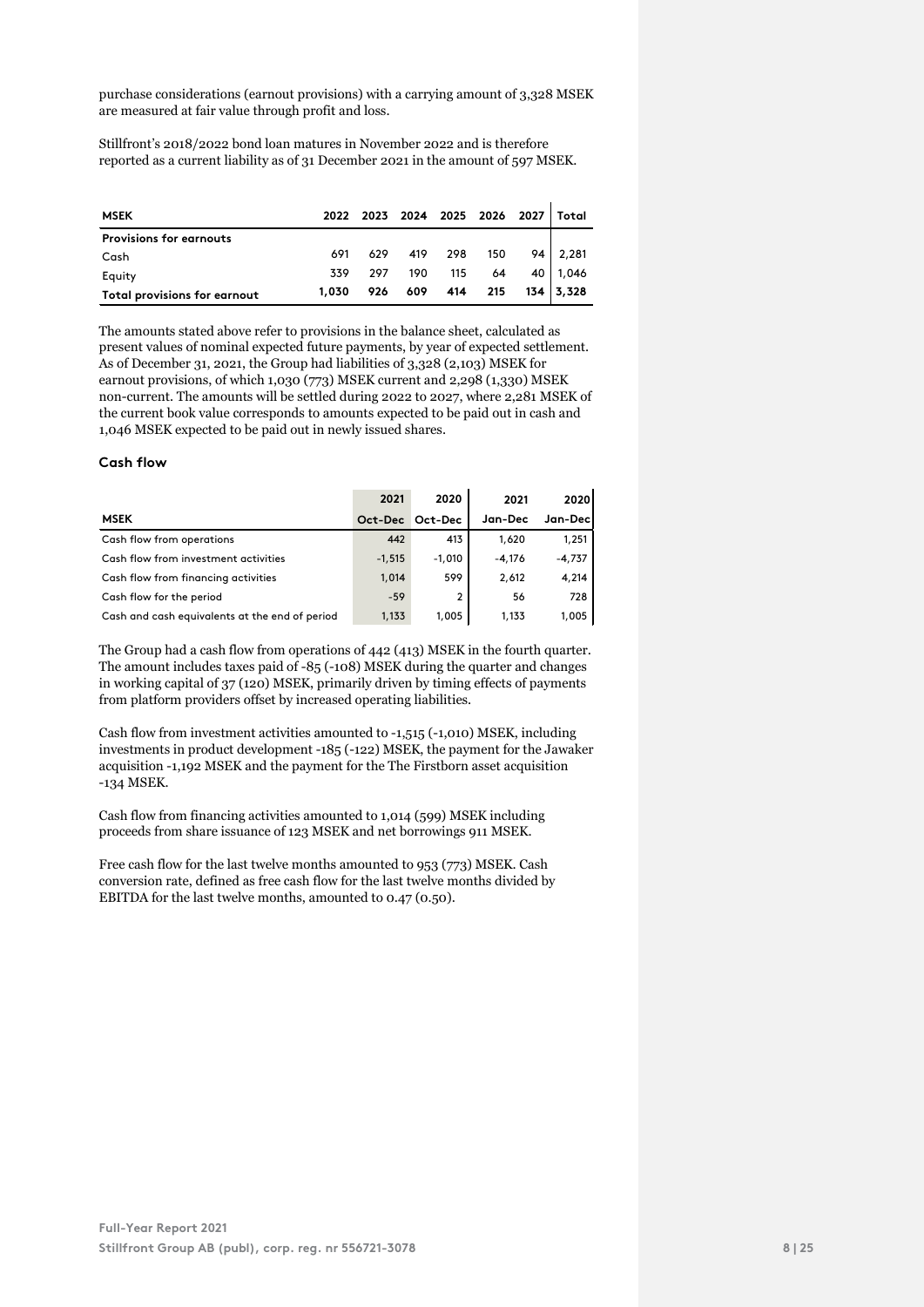purchase considerations (earnout provisions) with a carrying amount of 3,328 MSEK are measured at fair value through profit and loss.

Stillfront's 2018/2022 bond loan matures in November 2022 and is therefore reported as a current liability as of 31 December 2021 in the amount of 597 MSEK.

| MSEK | 2022 | 2023 | 2024 | 2025 | 2026 | 2027 | Total |
|---|---|---|---|---|---|---|---|
| **Provisions for earnouts** | | | | | | | |
| Cash | 691 | 629 | 419 | 298 | 150 | 94 | 2,281 |
| Equity | 339 | 297 | 190 | 115 | 64 | 40 | 1,046 |
| **Total provisions for earnout** | **1,030** | **926** | **609** | **414** | **215** | **134** | **3,328** |

The amounts stated above refer to provisions in the balance sheet, calculated as present values of nominal expected future payments, by year of expected settlement. As of December 31, 2021, the Group had liabilities of 3,328 (2,103) MSEK for earnout provisions, of which 1,030 (773) MSEK current and 2,298 (1,330) MSEK non-current. The amounts will be settled during 2022 to 2027, where 2,281 MSEK of the current book value corresponds to amounts expected to be paid out in cash and 1,046 MSEK expected to be paid out in newly issued shares.

### Cash flow

| MSEK | 2021 Oct-Dec | 2020 Oct-Dec | 2021 Jan-Dec | 2020 Jan-Dec |
|---|---|---|---|---|
| Cash flow from operations | 442 | 413 | 1,620 | 1,251 |
| Cash flow from investment activities | -1,515 | -1,010 | -4,176 | -4,737 |
| Cash flow from financing activities | 1,014 | 599 | 2,612 | 4,214 |
| Cash flow for the period | -59 | 2 | 56 | 728 |
| Cash and cash equivalents at the end of period | 1,133 | 1,005 | 1,133 | 1,005 |

The Group had a cash flow from operations of 442 (413) MSEK in the fourth quarter. The amount includes taxes paid of -85 (-108) MSEK during the quarter and changes in working capital of 37 (120) MSEK, primarily driven by timing effects of payments from platform providers offset by increased operating liabilities.

Cash flow from investment activities amounted to -1,515 (-1,010) MSEK, including investments in product development -185 (-122) MSEK, the payment for the Jawaker acquisition -1,192 MSEK and the payment for the The Firstborn asset acquisition -134 MSEK.

Cash flow from financing activities amounted to 1,014 (599) MSEK including proceeds from share issuance of 123 MSEK and net borrowings 911 MSEK.

Free cash flow for the last twelve months amounted to 953 (773) MSEK. Cash conversion rate, defined as free cash flow for the last twelve months divided by EBITDA for the last twelve months, amounted to 0.47 (0.50).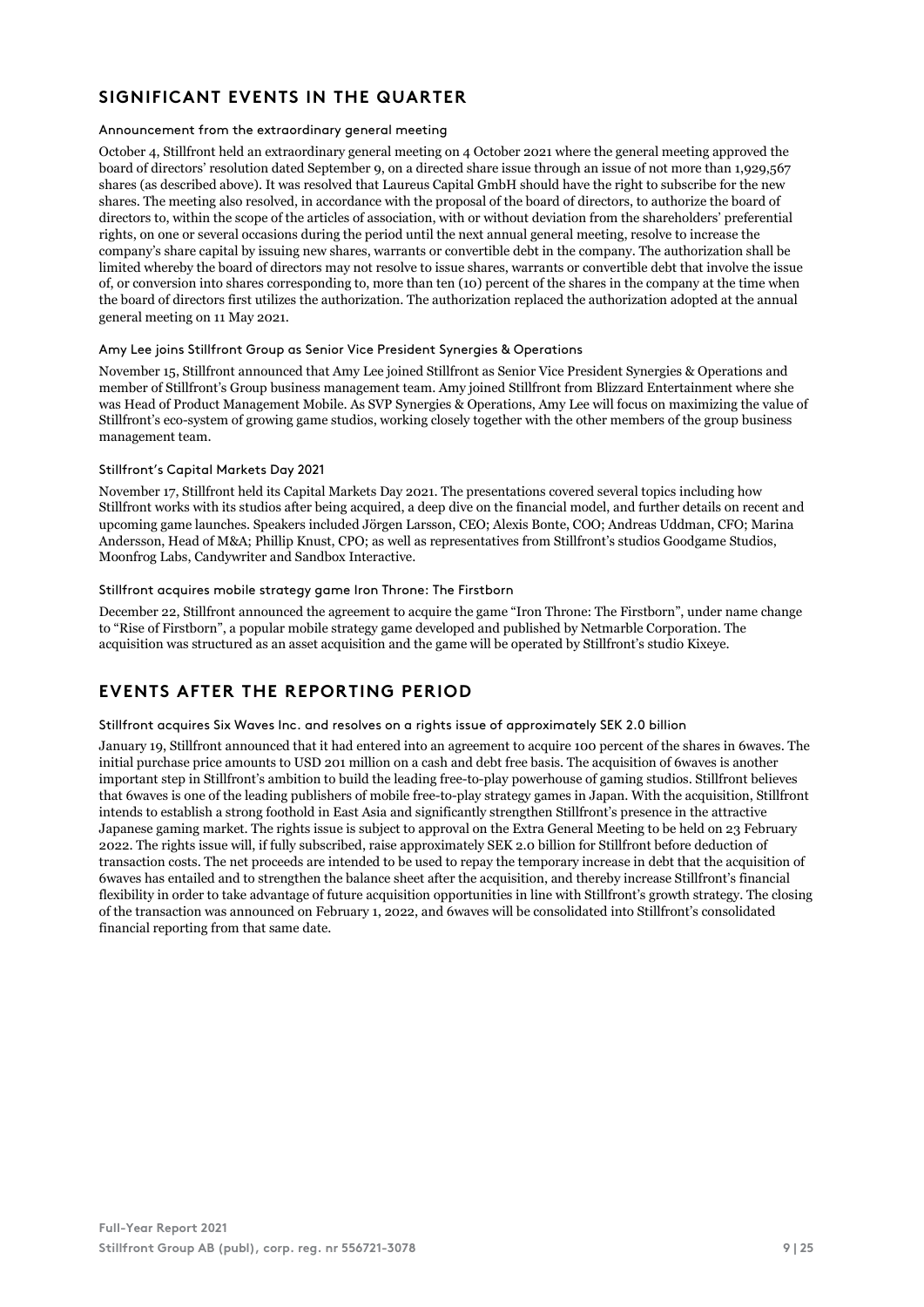## SIGNIFICANT EVENTS IN THE QUARTER

### Announcement from the extraordinary general meeting

October 4, Stillfront held an extraordinary general meeting on 4 October 2021 where the general meeting approved the board of directors' resolution dated September 9, on a directed share issue through an issue of not more than 1,929,567 shares (as described above). It was resolved that Laureus Capital GmbH should have the right to subscribe for the new shares. The meeting also resolved, in accordance with the proposal of the board of directors, to authorize the board of directors to, within the scope of the articles of association, with or without deviation from the shareholders' preferential rights, on one or several occasions during the period until the next annual general meeting, resolve to increase the company's share capital by issuing new shares, warrants or convertible debt in the company. The authorization shall be limited whereby the board of directors may not resolve to issue shares, warrants or convertible debt that involve the issue of, or conversion into shares corresponding to, more than ten (10) percent of the shares in the company at the time when the board of directors first utilizes the authorization. The authorization replaced the authorization adopted at the annual general meeting on 11 May 2021.

### Amy Lee joins Stillfront Group as Senior Vice President Synergies & Operations

November 15, Stillfront announced that Amy Lee joined Stillfront as Senior Vice President Synergies & Operations and member of Stillfront's Group business management team. Amy joined Stillfront from Blizzard Entertainment where she was Head of Product Management Mobile. As SVP Synergies & Operations, Amy Lee will focus on maximizing the value of Stillfront's eco-system of growing game studios, working closely together with the other members of the group business management team.

### Stillfront's Capital Markets Day 2021

November 17, Stillfront held its Capital Markets Day 2021. The presentations covered several topics including how Stillfront works with its studios after being acquired, a deep dive on the financial model, and further details on recent and upcoming game launches. Speakers included Jörgen Larsson, CEO; Alexis Bonte, COO; Andreas Uddman, CFO; Marina Andersson, Head of M&A; Phillip Knust, CPO; as well as representatives from Stillfront's studios Goodgame Studios, Moonfrog Labs, Candywriter and Sandbox Interactive.

### Stillfront acquires mobile strategy game Iron Throne: The Firstborn

December 22, Stillfront announced the agreement to acquire the game "Iron Throne: The Firstborn", under name change to "Rise of Firstborn", a popular mobile strategy game developed and published by Netmarble Corporation. The acquisition was structured as an asset acquisition and the game will be operated by Stillfront's studio Kixeye.

## EVENTS AFTER THE REPORTING PERIOD

### Stillfront acquires Six Waves Inc. and resolves on a rights issue of approximately SEK 2.0 billion

January 19, Stillfront announced that it had entered into an agreement to acquire 100 percent of the shares in 6waves. The initial purchase price amounts to USD 201 million on a cash and debt free basis. The acquisition of 6waves is another important step in Stillfront's ambition to build the leading free-to-play powerhouse of gaming studios. Stillfront believes that 6waves is one of the leading publishers of mobile free-to-play strategy games in Japan. With the acquisition, Stillfront intends to establish a strong foothold in East Asia and significantly strengthen Stillfront's presence in the attractive Japanese gaming market. The rights issue is subject to approval on the Extra General Meeting to be held on 23 February 2022. The rights issue will, if fully subscribed, raise approximately SEK 2.0 billion for Stillfront before deduction of transaction costs. The net proceeds are intended to be used to repay the temporary increase in debt that the acquisition of 6waves has entailed and to strengthen the balance sheet after the acquisition, and thereby increase Stillfront's financial flexibility in order to take advantage of future acquisition opportunities in line with Stillfront's growth strategy. The closing of the transaction was announced on February 1, 2022, and 6waves will be consolidated into Stillfront's consolidated financial reporting from that same date.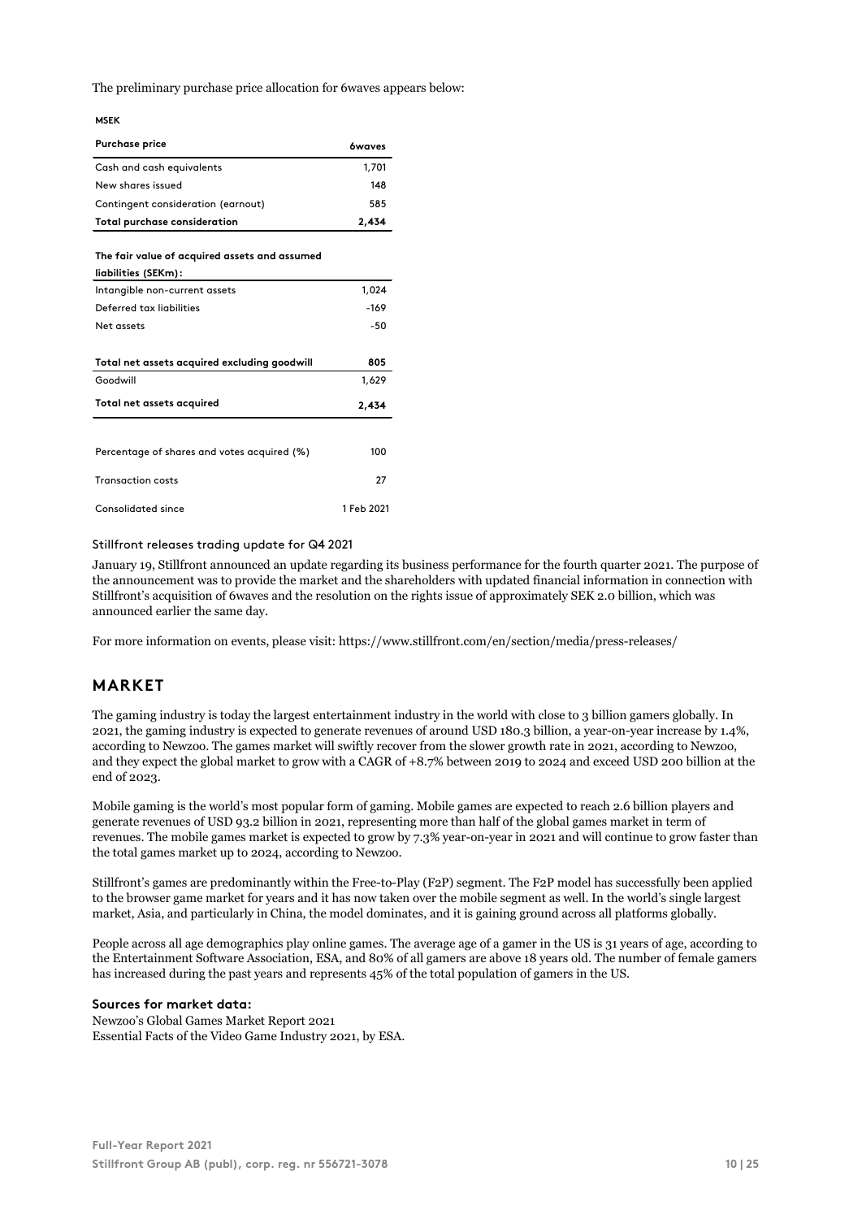The preliminary purchase price allocation for 6waves appears below:

**MSEK**

| Purchase price | 6waves |
|---|---|
| Cash and cash equivalents | 1,701 |
| New shares issued | 148 |
| Contingent consideration (earnout) | 585 |
| **Total purchase consideration** | **2,434** |
| | |
| **The fair value of acquired assets and assumed liabilities (SEKm):** | |
| Intangible non-current assets | 1,024 |
| Deferred tax liabilities | -169 |
| Net assets | -50 |
| | |
| **Total net assets acquired excluding goodwill** | **805** |
| Goodwill | 1,629 |
| **Total net assets acquired** | **2,434** |
| | |
| Percentage of shares and votes acquired (%) | 100 |
| Transaction costs | 27 |
| Consolidated since | 1 Feb 2021 |

### Stillfront releases trading update for Q4 2021

January 19, Stillfront announced an update regarding its business performance for the fourth quarter 2021. The purpose of the announcement was to provide the market and the shareholders with updated financial information in connection with Stillfront's acquisition of 6waves and the resolution on the rights issue of approximately SEK 2.0 billion, which was announced earlier the same day.

For more information on events, please visit: https://www.stillfront.com/en/section/media/press-releases/

## MARKET

The gaming industry is today the largest entertainment industry in the world with close to 3 billion gamers globally. In 2021, the gaming industry is expected to generate revenues of around USD 180.3 billion, a year-on-year increase by 1.4%, according to Newzoo. The games market will swiftly recover from the slower growth rate in 2021, according to Newzoo, and they expect the global market to grow with a CAGR of +8.7% between 2019 to 2024 and exceed USD 200 billion at the end of 2023.

Mobile gaming is the world's most popular form of gaming. Mobile games are expected to reach 2.6 billion players and generate revenues of USD 93.2 billion in 2021, representing more than half of the global games market in term of revenues. The mobile games market is expected to grow by 7.3% year-on-year in 2021 and will continue to grow faster than the total games market up to 2024, according to Newzoo.

Stillfront's games are predominantly within the Free-to-Play (F2P) segment. The F2P model has successfully been applied to the browser game market for years and it has now taken over the mobile segment as well. In the world's single largest market, Asia, and particularly in China, the model dominates, and it is gaining ground across all platforms globally.

People across all age demographics play online games. The average age of a gamer in the US is 31 years of age, according to the Entertainment Software Association, ESA, and 80% of all gamers are above 18 years old. The number of female gamers has increased during the past years and represents 45% of the total population of gamers in the US.

**Sources for market data:**
Newzoo's Global Games Market Report 2021
Essential Facts of the Video Game Industry 2021, by ESA.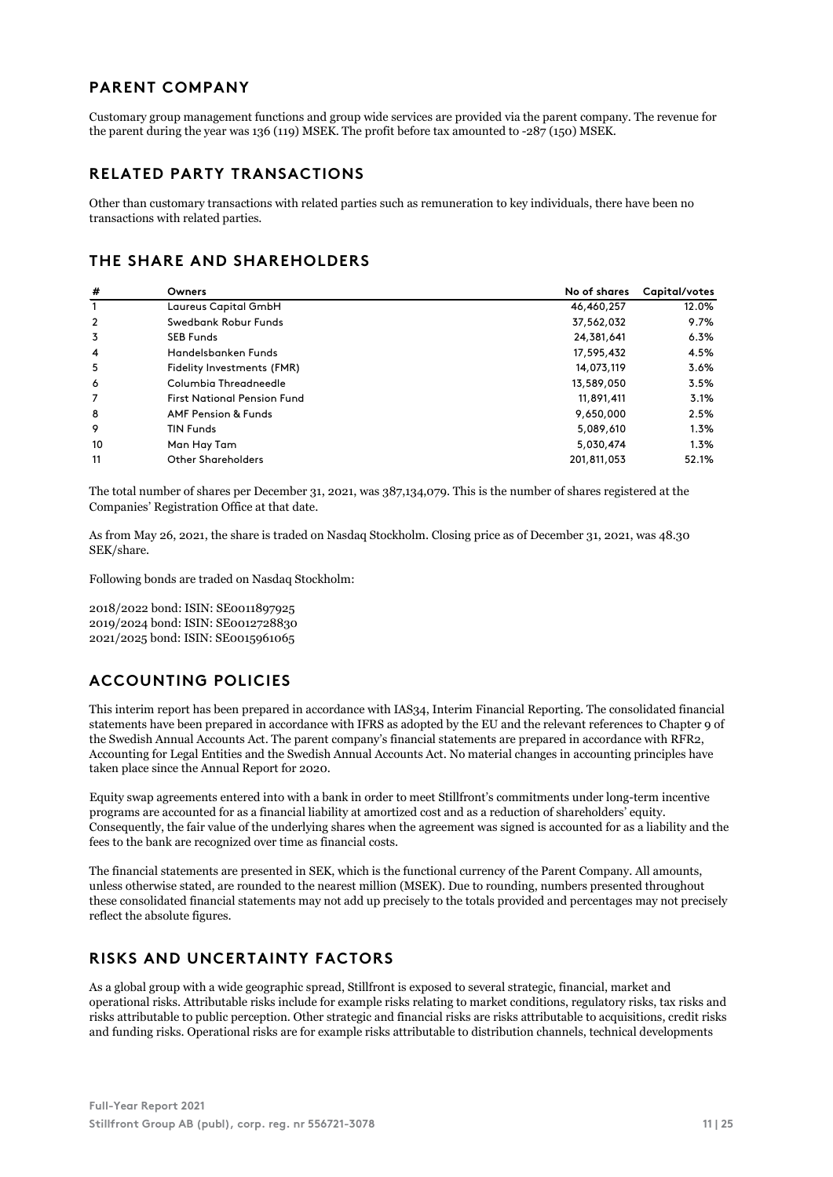## PARENT COMPANY

Customary group management functions and group wide services are provided via the parent company. The revenue for the parent during the year was 136 (119) MSEK. The profit before tax amounted to -287 (150) MSEK.

## RELATED PARTY TRANSACTIONS

Other than customary transactions with related parties such as remuneration to key individuals, there have been no transactions with related parties.

## THE SHARE AND SHAREHOLDERS

| # | Owners | No of shares | Capital/votes |
|---|---|---|---|
| 1 | Laureus Capital GmbH | 46,460,257 | 12.0% |
| 2 | Swedbank Robur Funds | 37,562,032 | 9.7% |
| 3 | SEB Funds | 24,381,641 | 6.3% |
| 4 | Handelsbanken Funds | 17,595,432 | 4.5% |
| 5 | Fidelity Investments (FMR) | 14,073,119 | 3.6% |
| 6 | Columbia Threadneedle | 13,589,050 | 3.5% |
| 7 | First National Pension Fund | 11,891,411 | 3.1% |
| 8 | AMF Pension & Funds | 9,650,000 | 2.5% |
| 9 | TIN Funds | 5,089,610 | 1.3% |
| 10 | Man Hay Tam | 5,030,474 | 1.3% |
| 11 | Other Shareholders | 201,811,053 | 52.1% |

The total number of shares per December 31, 2021, was 387,134,079. This is the number of shares registered at the Companies' Registration Office at that date.

As from May 26, 2021, the share is traded on Nasdaq Stockholm. Closing price as of December 31, 2021, was 48.30 SEK/share.

Following bonds are traded on Nasdaq Stockholm:

2018/2022 bond: ISIN: SE0011897925
2019/2024 bond: ISIN: SE0012728830
2021/2025 bond: ISIN: SE0015961065

## ACCOUNTING POLICIES

This interim report has been prepared in accordance with IAS34, Interim Financial Reporting. The consolidated financial statements have been prepared in accordance with IFRS as adopted by the EU and the relevant references to Chapter 9 of the Swedish Annual Accounts Act. The parent company's financial statements are prepared in accordance with RFR2, Accounting for Legal Entities and the Swedish Annual Accounts Act. No material changes in accounting principles have taken place since the Annual Report for 2020.

Equity swap agreements entered into with a bank in order to meet Stillfront's commitments under long-term incentive programs are accounted for as a financial liability at amortized cost and as a reduction of shareholders' equity. Consequently, the fair value of the underlying shares when the agreement was signed is accounted for as a liability and the fees to the bank are recognized over time as financial costs.

The financial statements are presented in SEK, which is the functional currency of the Parent Company. All amounts, unless otherwise stated, are rounded to the nearest million (MSEK). Due to rounding, numbers presented throughout these consolidated financial statements may not add up precisely to the totals provided and percentages may not precisely reflect the absolute figures.

## RISKS AND UNCERTAINTY FACTORS

As a global group with a wide geographic spread, Stillfront is exposed to several strategic, financial, market and operational risks. Attributable risks include for example risks relating to market conditions, regulatory risks, tax risks and risks attributable to public perception. Other strategic and financial risks are risks attributable to acquisitions, credit risks and funding risks. Operational risks are for example risks attributable to distribution channels, technical developments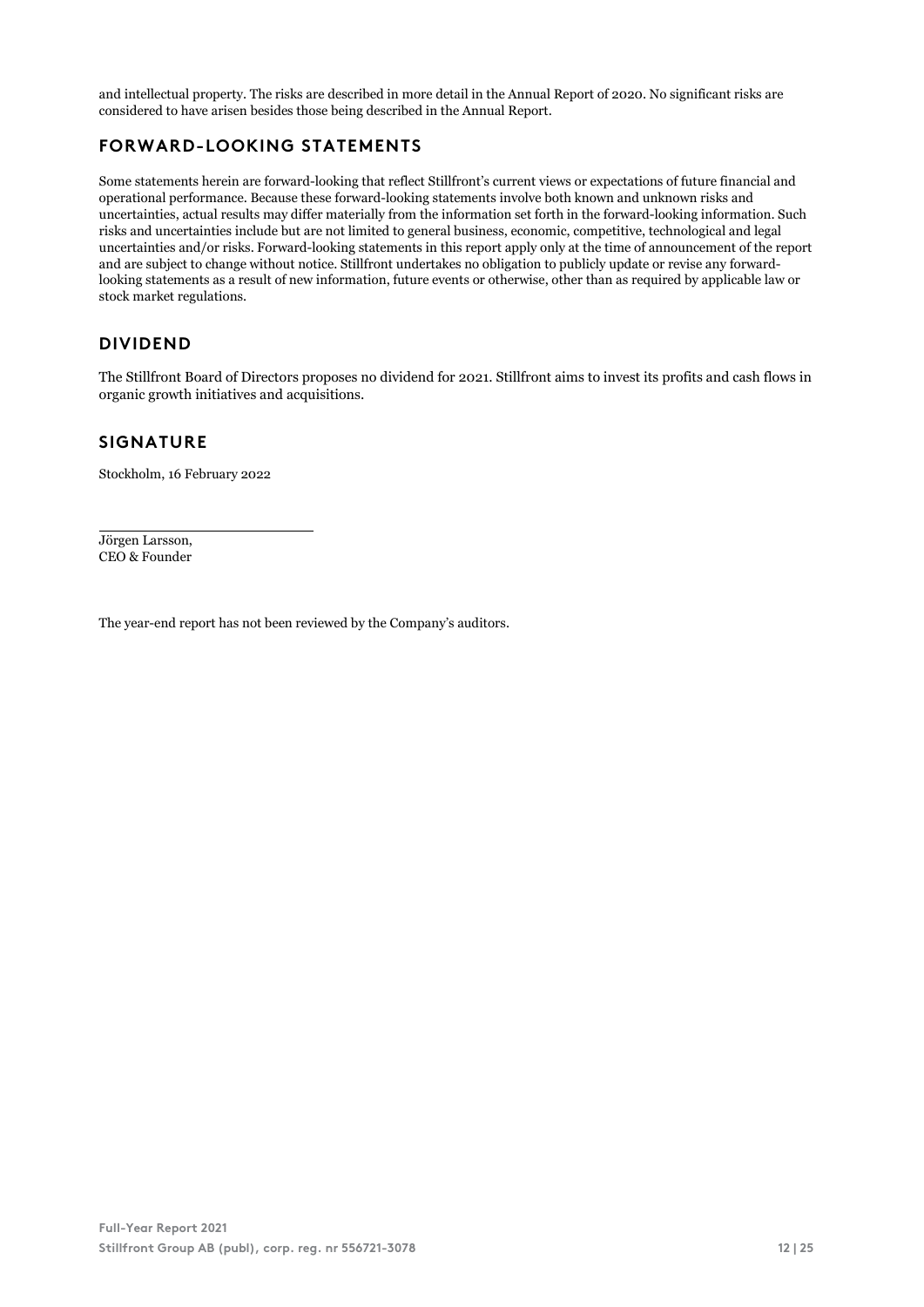and intellectual property. The risks are described in more detail in the Annual Report of 2020. No significant risks are considered to have arisen besides those being described in the Annual Report.

## FORWARD-LOOKING STATEMENTS

Some statements herein are forward-looking that reflect Stillfront's current views or expectations of future financial and operational performance. Because these forward-looking statements involve both known and unknown risks and uncertainties, actual results may differ materially from the information set forth in the forward-looking information. Such risks and uncertainties include but are not limited to general business, economic, competitive, technological and legal uncertainties and/or risks. Forward-looking statements in this report apply only at the time of announcement of the report and are subject to change without notice. Stillfront undertakes no obligation to publicly update or revise any forward-looking statements as a result of new information, future events or otherwise, other than as required by applicable law or stock market regulations.

## DIVIDEND

The Stillfront Board of Directors proposes no dividend for 2021. Stillfront aims to invest its profits and cash flows in organic growth initiatives and acquisitions.

## SIGNATURE

Stockholm, 16 February 2022

Jörgen Larsson,
CEO & Founder

The year-end report has not been reviewed by the Company's auditors.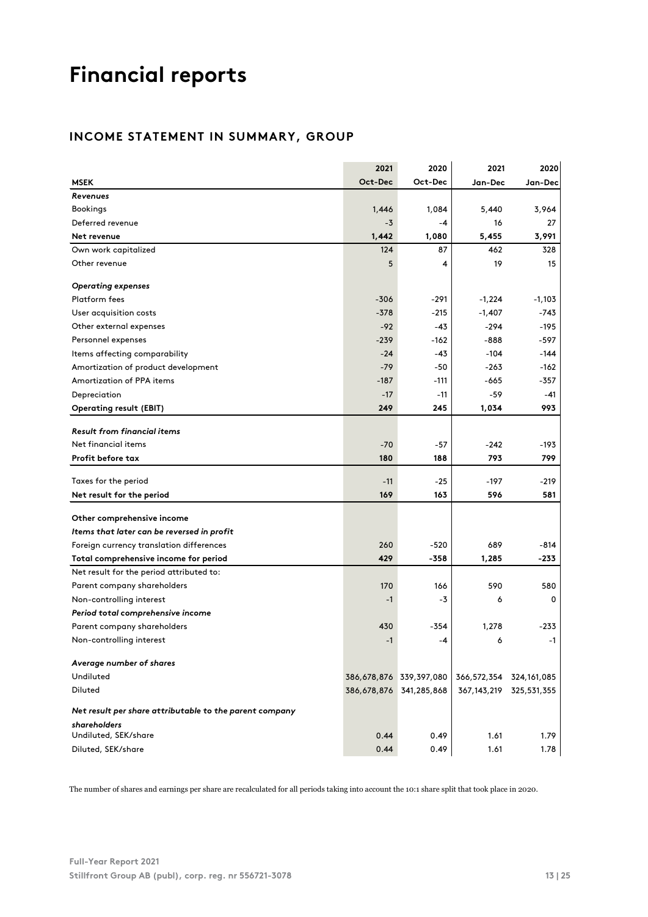# Financial reports

## INCOME STATEMENT IN SUMMARY, GROUP

| MSEK | 2021 Oct-Dec | 2020 Oct-Dec | 2021 Jan-Dec | 2020 Jan-Dec |
|---|---|---|---|---|
| ***Revenues*** | | | | |
| Bookings | 1,446 | 1,084 | 5,440 | 3,964 |
| Deferred revenue | -3 | -4 | 16 | 27 |
| **Net revenue** | **1,442** | **1,080** | **5,455** | **3,991** |
| Own work capitalized | 124 | 87 | 462 | 328 |
| Other revenue | 5 | 4 | 19 | 15 |
| ***Operating expenses*** | | | | |
| Platform fees | -306 | -291 | -1,224 | -1,103 |
| User acquisition costs | -378 | -215 | -1,407 | -743 |
| Other external expenses | -92 | -43 | -294 | -195 |
| Personnel expenses | -239 | -162 | -888 | -597 |
| Items affecting comparability | -24 | -43 | -104 | -144 |
| Amortization of product development | -79 | -50 | -263 | -162 |
| Amortization of PPA items | -187 | -111 | -665 | -357 |
| Depreciation | -17 | -11 | -59 | -41 |
| **Operating result (EBIT)** | **249** | **245** | **1,034** | **993** |
| ***Result from financial items*** | | | | |
| Net financial items | -70 | -57 | -242 | -193 |
| **Profit before tax** | **180** | **188** | **793** | **799** |
| Taxes for the period | -11 | -25 | -197 | -219 |
| **Net result for the period** | **169** | **163** | **596** | **581** |
| **Other comprehensive income** | | | | |
| ***Items that later can be reversed in profit*** | | | | |
| Foreign currency translation differences | 260 | -520 | 689 | -814 |
| **Total comprehensive income for period** | **429** | **-358** | **1,285** | **-233** |
| Net result for the period attributed to: | | | | |
| Parent company shareholders | 170 | 166 | 590 | 580 |
| Non-controlling interest | -1 | -3 | 6 | 0 |
| ***Period total comprehensive income*** | | | | |
| Parent company shareholders | 430 | -354 | 1,278 | -233 |
| Non-controlling interest | -1 | -4 | 6 | -1 |
| ***Average number of shares*** | | | | |
| Undiluted | 386,678,876 | 339,397,080 | 366,572,354 | 324,161,085 |
| Diluted | 386,678,876 | 341,285,868 | 367,143,219 | 325,531,355 |
| ***Net result per share attributable to the parent company shareholders*** | | | | |
| Undiluted, SEK/share | 0.44 | 0.49 | 1.61 | 1.79 |
| Diluted, SEK/share | 0.44 | 0.49 | 1.61 | 1.78 |

The number of shares and earnings per share are recalculated for all periods taking into account the 10:1 share split that took place in 2020.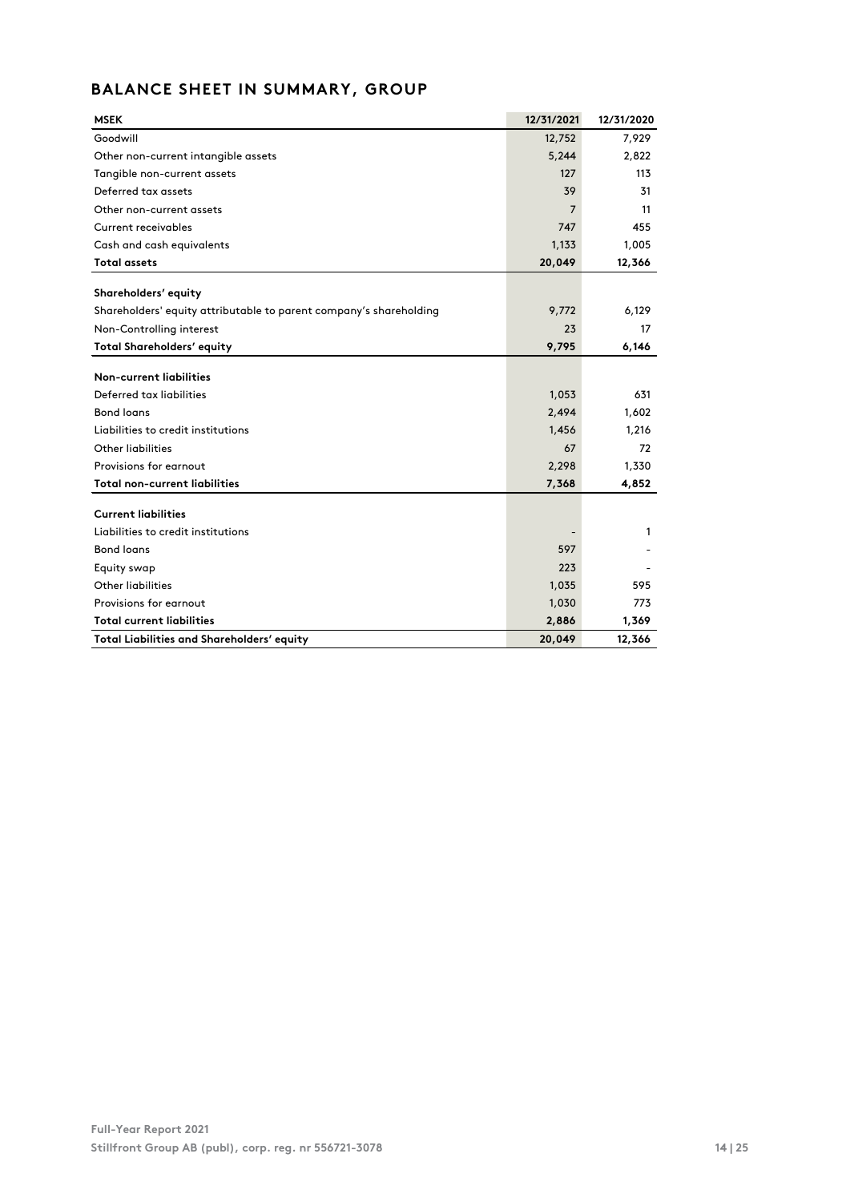## BALANCE SHEET IN SUMMARY, GROUP

| MSEK | 12/31/2021 | 12/31/2020 |
|---|---|---|
| Goodwill | 12,752 | 7,929 |
| Other non-current intangible assets | 5,244 | 2,822 |
| Tangible non-current assets | 127 | 113 |
| Deferred tax assets | 39 | 31 |
| Other non-current assets | 7 | 11 |
| Current receivables | 747 | 455 |
| Cash and cash equivalents | 1,133 | 1,005 |
| **Total assets** | **20,049** | **12,366** |
| **Shareholders' equity** | | |
| Shareholders' equity attributable to parent company's shareholding | 9,772 | 6,129 |
| Non-Controlling interest | 23 | 17 |
| **Total Shareholders' equity** | **9,795** | **6,146** |
| **Non-current liabilities** | | |
| Deferred tax liabilities | 1,053 | 631 |
| Bond loans | 2,494 | 1,602 |
| Liabilities to credit institutions | 1,456 | 1,216 |
| Other liabilities | 67 | 72 |
| Provisions for earnout | 2,298 | 1,330 |
| **Total non-current liabilities** | **7,368** | **4,852** |
| **Current liabilities** | | |
| Liabilities to credit institutions | - | 1 |
| Bond loans | 597 | - |
| Equity swap | 223 | - |
| Other liabilities | 1,035 | 595 |
| Provisions for earnout | 1,030 | 773 |
| **Total current liabilities** | **2,886** | **1,369** |
| **Total Liabilities and Shareholders' equity** | **20,049** | **12,366** |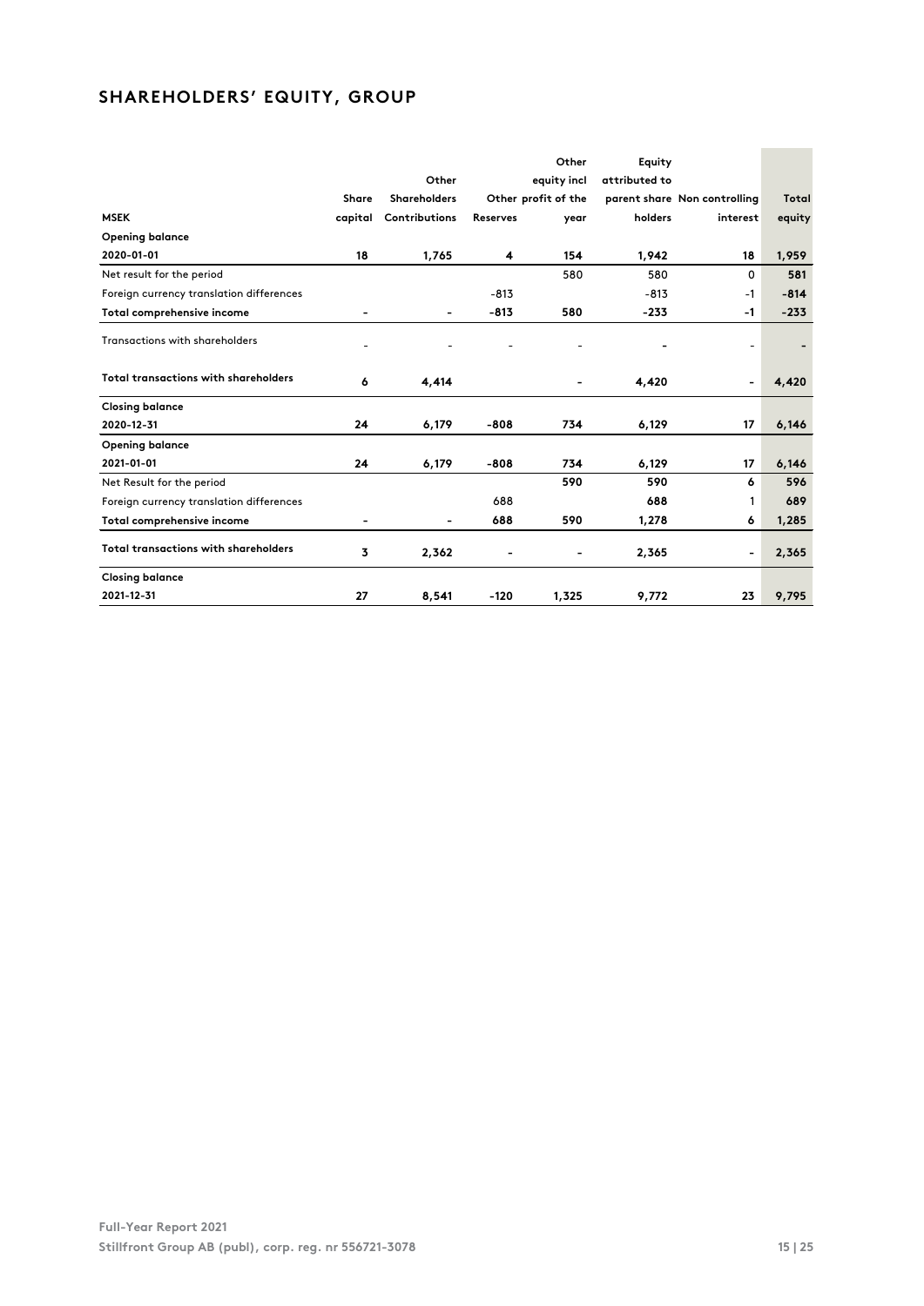## SHAREHOLDERS' EQUITY, GROUP

| MSEK | Share capital | Other Shareholders Contributions | Reserves | Other equity incl Other profit of the year | Equity attributed to parent share holders | Non controlling interest | Total equity |
|---|---|---|---|---|---|---|---|
| **Opening balance** | | | | | | | |
| **2020-01-01** | **18** | **1,765** | **4** | **154** | **1,942** | **18** | **1,959** |
| Net result for the period | | | | 580 | 580 | 0 | **581** |
| Foreign currency translation differences | | | -813 | | -813 | -1 | **-814** |
| **Total comprehensive income** | **-** | **-** | **-813** | **580** | **-233** | **-1** | **-233** |
| Transactions with shareholders | - | - | - | - | - | - | - |
| **Total transactions with shareholders** | **6** | **4,414** | | **-** | **4,420** | **-** | **4,420** |
| **Closing balance** | | | | | | | |
| **2020-12-31** | **24** | **6,179** | **-808** | **734** | **6,129** | **17** | **6,146** |
| **Opening balance** | | | | | | | |
| **2021-01-01** | **24** | **6,179** | **-808** | **734** | **6,129** | **17** | **6,146** |
| Net Result for the period | | | | **590** | **590** | **6** | **596** |
| Foreign currency translation differences | | | 688 | | **688** | 1 | **689** |
| **Total comprehensive income** | **-** | **-** | **688** | **590** | **1,278** | **6** | **1,285** |
| **Total transactions with shareholders** | **3** | **2,362** | **-** | **-** | **2,365** | **-** | **2,365** |
| **Closing balance** | | | | | | | |
| **2021-12-31** | **27** | **8,541** | **-120** | **1,325** | **9,772** | **23** | **9,795** |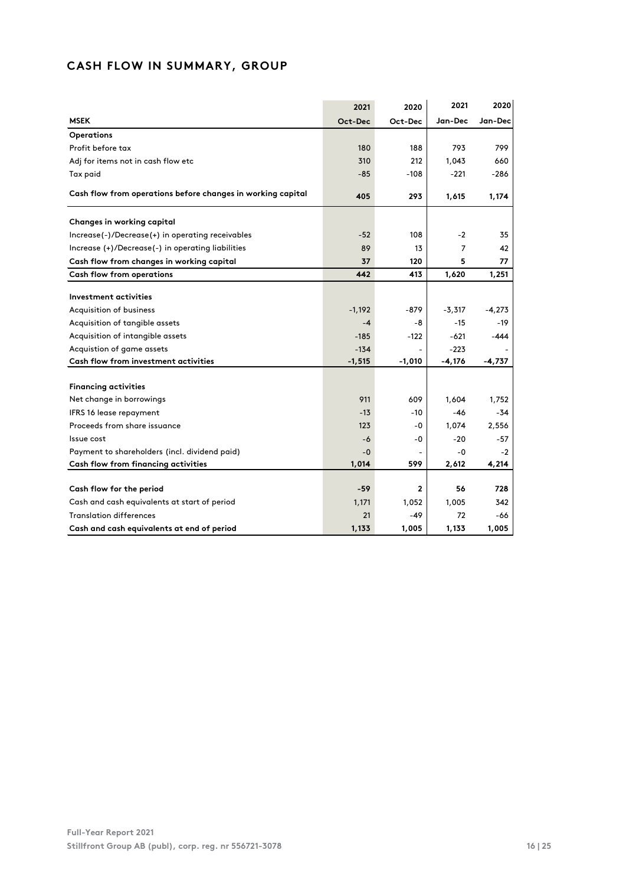# CASH FLOW IN SUMMARY, GROUP

| MSEK | 2021 Oct-Dec | 2020 Oct-Dec | 2021 Jan-Dec | 2020 Jan-Dec |
|---|---|---|---|---|
| **Operations** | | | | |
| Profit before tax | 180 | 188 | 793 | 799 |
| Adj for items not in cash flow etc | 310 | 212 | 1,043 | 660 |
| Tax paid | -85 | -108 | -221 | -286 |
| **Cash flow from operations before changes in working capital** | **405** | **293** | **1,615** | **1,174** |
| | | | | |
| **Changes in working capital** | | | | |
| Increase(-)/Decrease(+) in operating receivables | -52 | 108 | -2 | 35 |
| Increase (+)/Decrease(-) in operating liabilities | 89 | 13 | 7 | 42 |
| **Cash flow from changes in working capital** | **37** | **120** | **5** | **77** |
| **Cash flow from operations** | **442** | **413** | **1,620** | **1,251** |
| | | | | |
| **Investment activities** | | | | |
| Acquisition of business | -1,192 | -879 | -3,317 | -4,273 |
| Acquisition of tangible assets | -4 | -8 | -15 | -19 |
| Acquisition of intangible assets | -185 | -122 | -621 | -444 |
| Acquistion of game assets | -134 | - | -223 | - |
| **Cash flow from investment activities** | **-1,515** | **-1,010** | **-4,176** | **-4,737** |
| | | | | |
| **Financing activities** | | | | |
| Net change in borrowings | 911 | 609 | 1,604 | 1,752 |
| IFRS 16 lease repayment | -13 | -10 | -46 | -34 |
| Proceeds from share issuance | 123 | -0 | 1,074 | 2,556 |
| Issue cost | -6 | -0 | -20 | -57 |
| Payment to shareholders (incl. dividend paid) | -0 | - | -0 | -2 |
| **Cash flow from financing activities** | **1,014** | **599** | **2,612** | **4,214** |
| | | | | |
| **Cash flow for the period** | **-59** | **2** | **56** | **728** |
| Cash and cash equivalents at start of period | 1,171 | 1,052 | 1,005 | 342 |
| Translation differences | 21 | -49 | 72 | -66 |
| **Cash and cash equivalents at end of period** | **1,133** | **1,005** | **1,133** | **1,005** |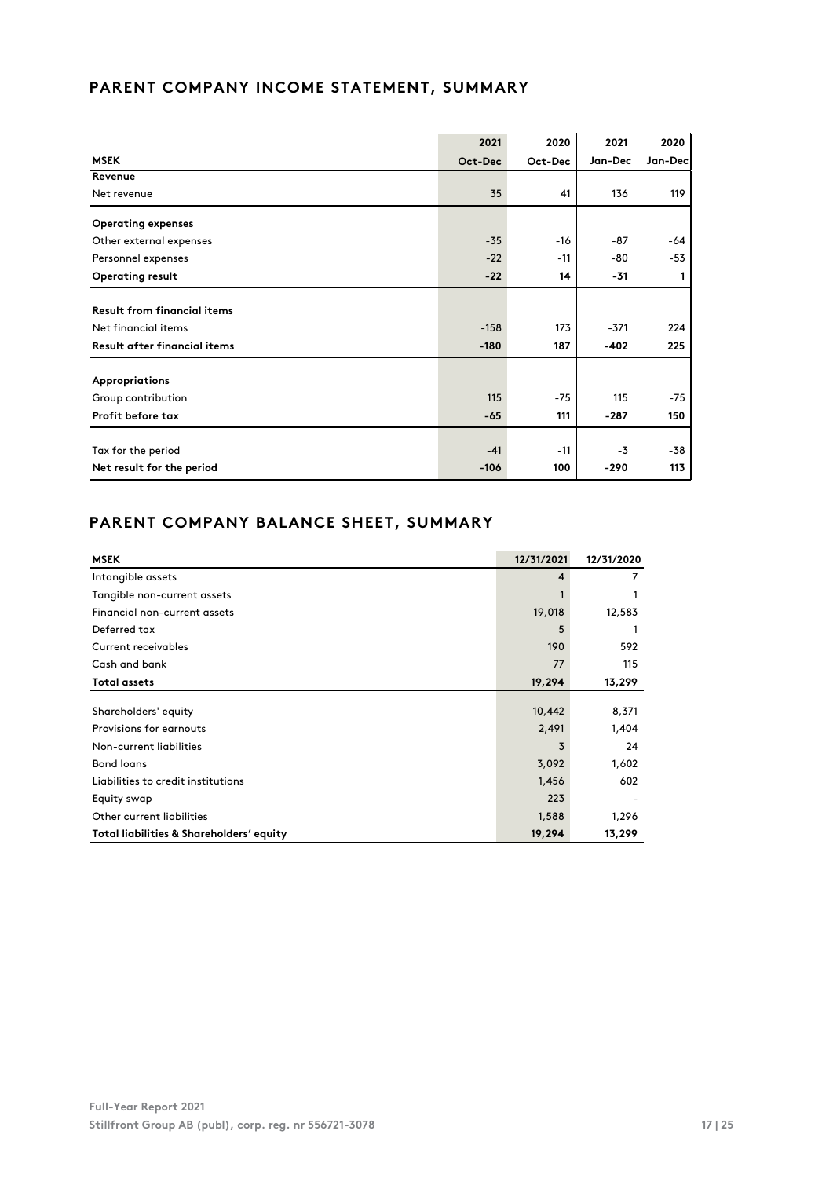## PARENT COMPANY INCOME STATEMENT, SUMMARY

| MSEK | 2021 Oct-Dec | 2020 Oct-Dec | 2021 Jan-Dec | 2020 Jan-Dec |
|---|---|---|---|---|
| **Revenue** | | | | |
| Net revenue | 35 | 41 | 136 | 119 |
| **Operating expenses** | | | | |
| Other external expenses | -35 | -16 | -87 | -64 |
| Personnel expenses | -22 | -11 | -80 | -53 |
| **Operating result** | **-22** | **14** | **-31** | **1** |
| **Result from financial items** | | | | |
| Net financial items | -158 | 173 | -371 | 224 |
| **Result after financial items** | **-180** | **187** | **-402** | **225** |
| **Appropriations** | | | | |
| Group contribution | 115 | -75 | 115 | -75 |
| **Profit before tax** | **-65** | **111** | **-287** | **150** |
| Tax for the period | -41 | -11 | -3 | -38 |
| **Net result for the period** | **-106** | **100** | **-290** | **113** |

## PARENT COMPANY BALANCE SHEET, SUMMARY

| MSEK | 12/31/2021 | 12/31/2020 |
|---|---|---|
| Intangible assets | 4 | 7 |
| Tangible non-current assets | 1 | 1 |
| Financial non-current assets | 19,018 | 12,583 |
| Deferred tax | 5 | 1 |
| Current receivables | 190 | 592 |
| Cash and bank | 77 | 115 |
| **Total assets** | **19,294** | **13,299** |
| Shareholders' equity | 10,442 | 8,371 |
| Provisions for earnouts | 2,491 | 1,404 |
| Non-current liabilities | 3 | 24 |
| Bond loans | 3,092 | 1,602 |
| Liabilities to credit institutions | 1,456 | 602 |
| Equity swap | 223 | - |
| Other current liabilities | 1,588 | 1,296 |
| **Total liabilities & Shareholders' equity** | **19,294** | **13,299** |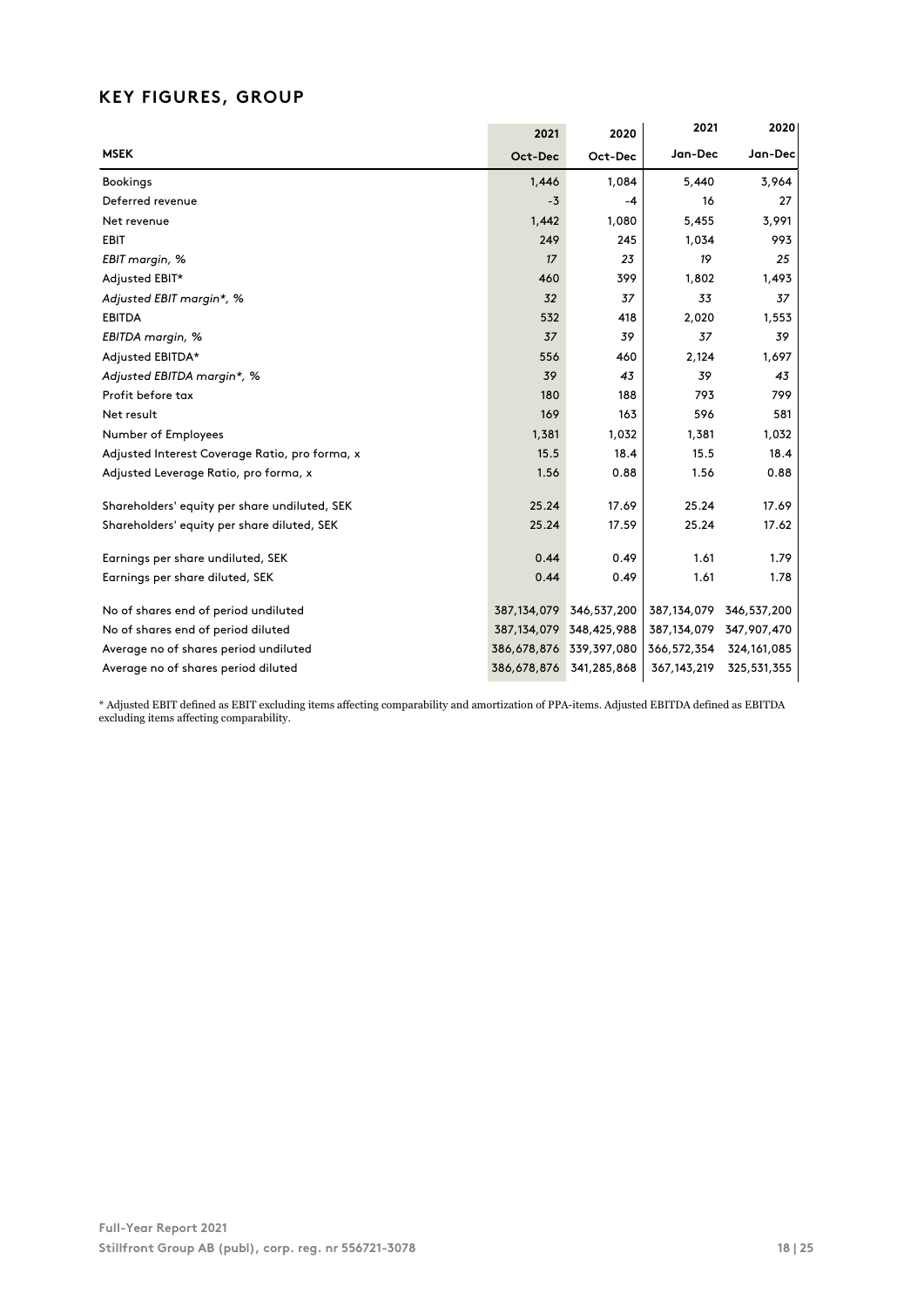## KEY FIGURES, GROUP

| MSEK | 2021<br>Oct-Dec | 2020<br>Oct-Dec | 2021<br>Jan-Dec | 2020<br>Jan-Dec |
|---|---|---|---|---|
| Bookings | 1,446 | 1,084 | 5,440 | 3,964 |
| Deferred revenue | -3 | -4 | 16 | 27 |
| Net revenue | 1,442 | 1,080 | 5,455 | 3,991 |
| EBIT | 249 | 245 | 1,034 | 993 |
| *EBIT margin, %* | *17* | *23* | *19* | *25* |
| Adjusted EBIT* | 460 | 399 | 1,802 | 1,493 |
| *Adjusted EBIT margin*, %* | *32* | *37* | *33* | *37* |
| EBITDA | 532 | 418 | 2,020 | 1,553 |
| *EBITDA margin, %* | *37* | *39* | *37* | *39* |
| Adjusted EBITDA* | 556 | 460 | 2,124 | 1,697 |
| *Adjusted EBITDA margin*, %* | *39* | *43* | *39* | *43* |
| Profit before tax | 180 | 188 | 793 | 799 |
| Net result | 169 | 163 | 596 | 581 |
| Number of Employees | 1,381 | 1,032 | 1,381 | 1,032 |
| Adjusted Interest Coverage Ratio, pro forma, x | 15.5 | 18.4 | 15.5 | 18.4 |
| Adjusted Leverage Ratio, pro forma, x | 1.56 | 0.88 | 1.56 | 0.88 |
| Shareholders' equity per share undiluted, SEK | 25.24 | 17.69 | 25.24 | 17.69 |
| Shareholders' equity per share diluted, SEK | 25.24 | 17.59 | 25.24 | 17.62 |
| Earnings per share undiluted, SEK | 0.44 | 0.49 | 1.61 | 1.79 |
| Earnings per share diluted, SEK | 0.44 | 0.49 | 1.61 | 1.78 |
| No of shares end of period undiluted | 387,134,079 | 346,537,200 | 387,134,079 | 346,537,200 |
| No of shares end of period diluted | 387,134,079 | 348,425,988 | 387,134,079 | 347,907,470 |
| Average no of shares period undiluted | 386,678,876 | 339,397,080 | 366,572,354 | 324,161,085 |
| Average no of shares period diluted | 386,678,876 | 341,285,868 | 367,143,219 | 325,531,355 |

* Adjusted EBIT defined as EBIT excluding items affecting comparability and amortization of PPA-items. Adjusted EBITDA defined as EBITDA excluding items affecting comparability.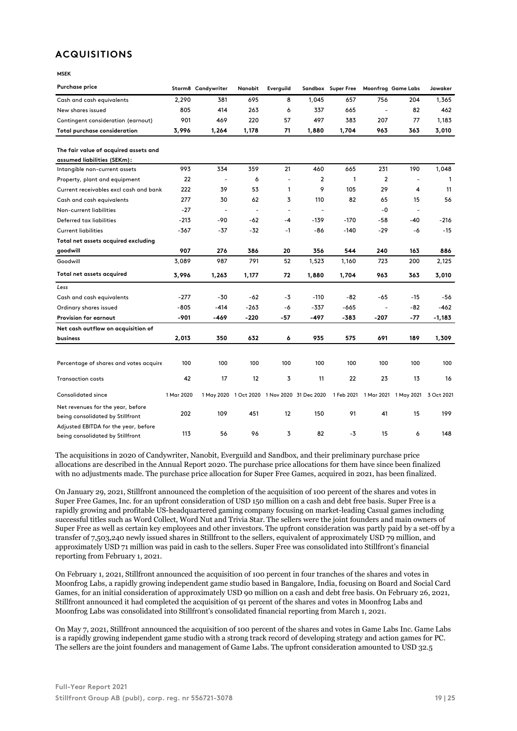## ACQUISITIONS

**MSEK**

| Purchase price | Storm8 | Candywriter | Nanobit | Everguild | Sandbox | Super Free | Moonfrog | Game Labs | Jawaker |
|---|---|---|---|---|---|---|---|---|---|
| Cash and cash equivalents | 2,290 | 381 | 695 | 8 | 1,045 | 657 | 756 | 204 | 1,365 |
| New shares issued | 805 | 414 | 263 | 6 | 337 | 665 | - | 82 | 462 |
| Contingent consideration (earnout) | 901 | 469 | 220 | 57 | 497 | 383 | 207 | 77 | 1,183 |
| **Total purchase consideration** | **3,996** | **1,264** | **1,178** | **71** | **1,880** | **1,704** | **963** | **363** | **3,010** |
| | | | | | | | | | |
| **The fair value of acquired assets and assumed liabilities (SEKm):** | | | | | | | | | |
| Intangible non-current assets | 993 | 334 | 359 | 21 | 460 | 665 | 231 | 190 | 1,048 |
| Property, plant and equipment | 22 | - | 6 | - | 2 | 1 | 2 | - | 1 |
| Current receivables excl cash and bank | 222 | 39 | 53 | 1 | 9 | 105 | 29 | 4 | 11 |
| Cash and cash equivalents | 277 | 30 | 62 | 3 | 110 | 82 | 65 | 15 | 56 |
| Non-current liabilities | -27 | - | - | - | - | | -0 | - | |
| Deferred tax liabilities | -213 | -90 | -62 | -4 | -139 | -170 | -58 | -40 | -216 |
| Current liabilities | -367 | -37 | -32 | -1 | -86 | -140 | -29 | -6 | -15 |
| **Total net assets acquired excluding goodwill** | **907** | **276** | **386** | **20** | **356** | **544** | **240** | **163** | **886** |
| Goodwill | 3,089 | 987 | 791 | 52 | 1,523 | 1,160 | 723 | 200 | 2,125 |
| **Total net assets acquired** | **3,996** | **1,263** | **1,177** | **72** | **1,880** | **1,704** | **963** | **363** | **3,010** |
| *Less* | | | | | | | | | |
| Cash and cash equivalents | -277 | -30 | -62 | -3 | -110 | -82 | -65 | -15 | -56 |
| Ordinary shares issued | -805 | -414 | -263 | -6 | -337 | -665 | - | -82 | -462 |
| **Provision for earnout** | **-901** | **-469** | **-220** | **-57** | **-497** | **-383** | **-207** | **-77** | **-1,183** |
| **Net cash outflow on acquisition of business** | **2,013** | **350** | **632** | **6** | **935** | **575** | **691** | **189** | **1,309** |
| | | | | | | | | | |
| Percentage of shares and votes acquire | 100 | 100 | 100 | 100 | 100 | 100 | 100 | 100 | 100 |
| Transaction costs | 42 | 17 | 12 | 3 | 11 | 22 | 23 | 13 | 16 |
| Consolidated since | 1 Mar 2020 | 1 May 2020 | 1 Oct 2020 | 1 Nov 2020 | 31 Dec 2020 | 1 Feb 2021 | 1 Mar 2021 | 1 May 2021 | 3 Oct 2021 |
| Net revenues for the year, before being consolidated by Stillfront | 202 | 109 | 451 | 12 | 150 | 91 | 41 | 15 | 199 |
| Adjusted EBITDA for the year, before being consolidated by Stillfront | 113 | 56 | 96 | 3 | 82 | -3 | 15 | 6 | 148 |

The acquisitions in 2020 of Candywriter, Nanobit, Everguild and Sandbox, and their preliminary purchase price allocations are described in the Annual Report 2020. The purchase price allocations for them have since been finalized with no adjustments made. The purchase price allocation for Super Free Games, acquired in 2021, has been finalized.

On January 29, 2021, Stillfront announced the completion of the acquisition of 100 percent of the shares and votes in Super Free Games, Inc. for an upfront consideration of USD 150 million on a cash and debt free basis. Super Free is a rapidly growing and profitable US-headquartered gaming company focusing on market-leading Casual games including successful titles such as Word Collect, Word Nut and Trivia Star. The sellers were the joint founders and main owners of Super Free as well as certain key employees and other investors. The upfront consideration was partly paid by a set-off by a transfer of 7,503,240 newly issued shares in Stillfront to the sellers, equivalent of approximately USD 79 million, and approximately USD 71 million was paid in cash to the sellers. Super Free was consolidated into Stillfront's financial reporting from February 1, 2021.

On February 1, 2021, Stillfront announced the acquisition of 100 percent in four tranches of the shares and votes in Moonfrog Labs, a rapidly growing independent game studio based in Bangalore, India, focusing on Board and Social Card Games, for an initial consideration of approximately USD 90 million on a cash and debt free basis. On February 26, 2021, Stillfront announced it had completed the acquisition of 91 percent of the shares and votes in Moonfrog Labs and Moonfrog Labs was consolidated into Stillfront's consolidated financial reporting from March 1, 2021.

On May 7, 2021, Stillfront announced the acquisition of 100 percent of the shares and votes in Game Labs Inc. Game Labs is a rapidly growing independent game studio with a strong track record of developing strategy and action games for PC. The sellers are the joint founders and management of Game Labs. The upfront consideration amounted to USD 32.5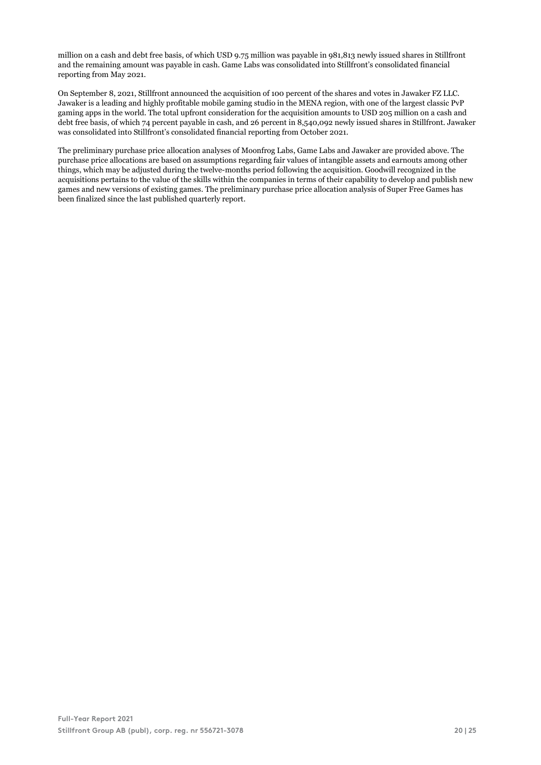million on a cash and debt free basis, of which USD 9.75 million was payable in 981,813 newly issued shares in Stillfront and the remaining amount was payable in cash. Game Labs was consolidated into Stillfront's consolidated financial reporting from May 2021.

On September 8, 2021, Stillfront announced the acquisition of 100 percent of the shares and votes in Jawaker FZ LLC. Jawaker is a leading and highly profitable mobile gaming studio in the MENA region, with one of the largest classic PvP gaming apps in the world. The total upfront consideration for the acquisition amounts to USD 205 million on a cash and debt free basis, of which 74 percent payable in cash, and 26 percent in 8,540,092 newly issued shares in Stillfront. Jawaker was consolidated into Stillfront's consolidated financial reporting from October 2021.

The preliminary purchase price allocation analyses of Moonfrog Labs, Game Labs and Jawaker are provided above. The purchase price allocations are based on assumptions regarding fair values of intangible assets and earnouts among other things, which may be adjusted during the twelve-months period following the acquisition. Goodwill recognized in the acquisitions pertains to the value of the skills within the companies in terms of their capability to develop and publish new games and new versions of existing games. The preliminary purchase price allocation analysis of Super Free Games has been finalized since the last published quarterly report.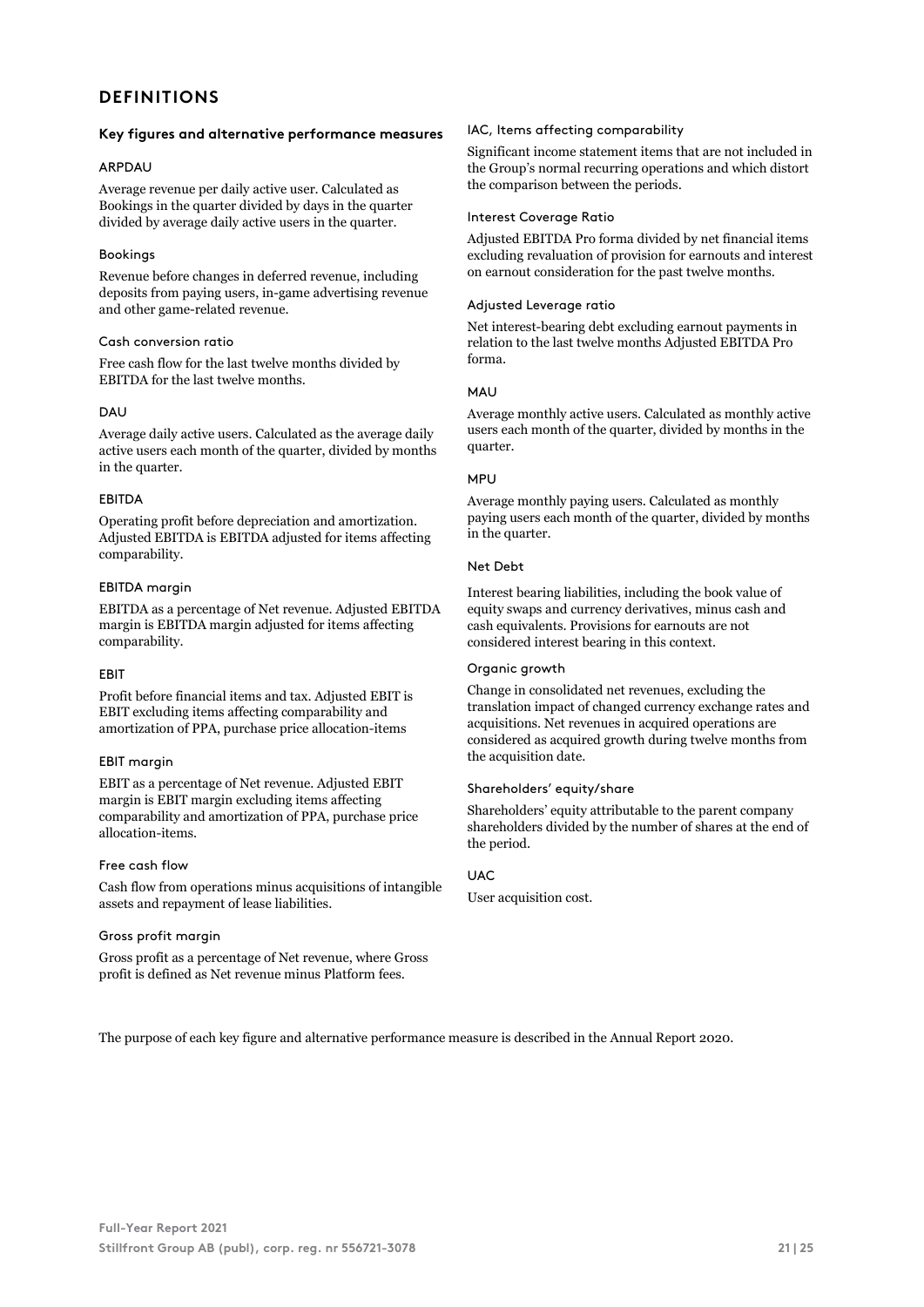# DEFINITIONS

## Key figures and alternative performance measures

### ARPDAU

Average revenue per daily active user. Calculated as Bookings in the quarter divided by days in the quarter divided by average daily active users in the quarter.

### Bookings

Revenue before changes in deferred revenue, including deposits from paying users, in-game advertising revenue and other game-related revenue.

### Cash conversion ratio

Free cash flow for the last twelve months divided by EBITDA for the last twelve months.

### DAU

Average daily active users. Calculated as the average daily active users each month of the quarter, divided by months in the quarter.

### EBITDA

Operating profit before depreciation and amortization. Adjusted EBITDA is EBITDA adjusted for items affecting comparability.

### EBITDA margin

EBITDA as a percentage of Net revenue. Adjusted EBITDA margin is EBITDA margin adjusted for items affecting comparability.

### EBIT

Profit before financial items and tax. Adjusted EBIT is EBIT excluding items affecting comparability and amortization of PPA, purchase price allocation-items

### EBIT margin

EBIT as a percentage of Net revenue. Adjusted EBIT margin is EBIT margin excluding items affecting comparability and amortization of PPA, purchase price allocation-items.

### Free cash flow

Cash flow from operations minus acquisitions of intangible assets and repayment of lease liabilities.

### Gross profit margin

Gross profit as a percentage of Net revenue, where Gross profit is defined as Net revenue minus Platform fees.

### IAC, Items affecting comparability

Significant income statement items that are not included in the Group's normal recurring operations and which distort the comparison between the periods.

### Interest Coverage Ratio

Adjusted EBITDA Pro forma divided by net financial items excluding revaluation of provision for earnouts and interest on earnout consideration for the past twelve months.

### Adjusted Leverage ratio

Net interest-bearing debt excluding earnout payments in relation to the last twelve months Adjusted EBITDA Pro forma.

### MAU

Average monthly active users. Calculated as monthly active users each month of the quarter, divided by months in the quarter.

### MPU

Average monthly paying users. Calculated as monthly paying users each month of the quarter, divided by months in the quarter.

### Net Debt

Interest bearing liabilities, including the book value of equity swaps and currency derivatives, minus cash and cash equivalents. Provisions for earnouts are not considered interest bearing in this context.

### Organic growth

Change in consolidated net revenues, excluding the translation impact of changed currency exchange rates and acquisitions. Net revenues in acquired operations are considered as acquired growth during twelve months from the acquisition date.

### Shareholders' equity/share

Shareholders' equity attributable to the parent company shareholders divided by the number of shares at the end of the period.

### UAC

User acquisition cost.

The purpose of each key figure and alternative performance measure is described in the Annual Report 2020.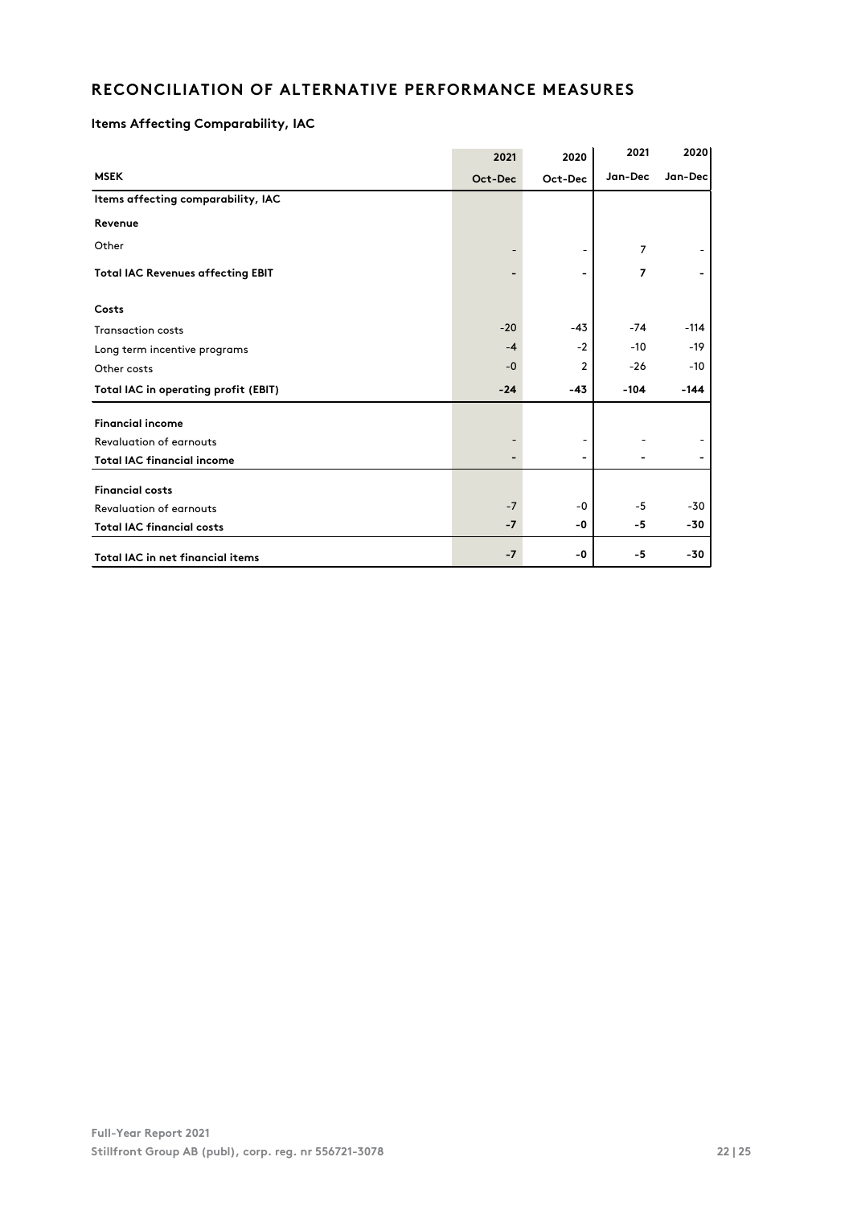## RECONCILIATION OF ALTERNATIVE PERFORMANCE MEASURES

### Items Affecting Comparability, IAC

| MSEK | 2021 Oct-Dec | 2020 Oct-Dec | 2021 Jan-Dec | 2020 Jan-Dec |
|---|---|---|---|---|
| **Items affecting comparability, IAC** | | | | |
| **Revenue** | | | | |
| Other | - | - | 7 | - |
| **Total IAC Revenues affecting EBIT** | **-** | **-** | **7** | **-** |
| **Costs** | | | | |
| Transaction costs | -20 | -43 | -74 | -114 |
| Long term incentive programs | -4 | -2 | -10 | -19 |
| Other costs | -0 | 2 | -26 | -10 |
| **Total IAC in operating profit (EBIT)** | **-24** | **-43** | **-104** | **-144** |
| **Financial income** | | | | |
| Revaluation of earnouts | - | - | - | - |
| **Total IAC financial income** | **-** | **-** | **-** | **-** |
| **Financial costs** | | | | |
| Revaluation of earnouts | -7 | -0 | -5 | -30 |
| **Total IAC financial costs** | **-7** | **-0** | **-5** | **-30** |
| **Total IAC in net financial items** | **-7** | **-0** | **-5** | **-30** |

**Full-Year Report 2021**
**Stillfront Group AB (publ), corp. reg. nr 556721-3078**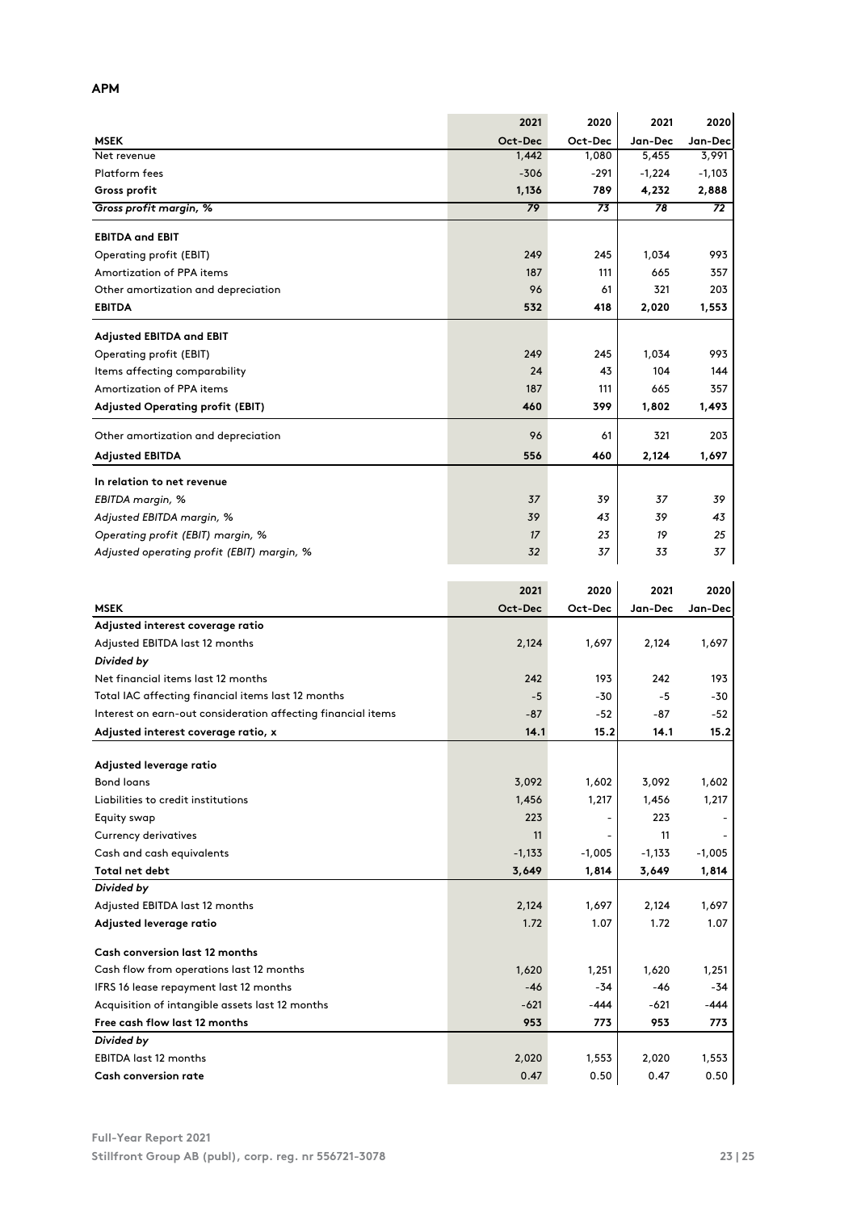**APM**

| MSEK | 2021 Oct-Dec | 2020 Oct-Dec | 2021 Jan-Dec | 2020 Jan-Dec |
|---|---|---|---|---|
| Net revenue | 1,442 | 1,080 | 5,455 | 3,991 |
| Platform fees | -306 | -291 | -1,224 | -1,103 |
| **Gross profit** | **1,136** | **789** | **4,232** | **2,888** |
| *Gross profit margin, %* | *79* | *73* | *78* | *72* |
| **EBITDA and EBIT** | | | | |
| Operating profit (EBIT) | 249 | 245 | 1,034 | 993 |
| Amortization of PPA items | 187 | 111 | 665 | 357 |
| Other amortization and depreciation | 96 | 61 | 321 | 203 |
| **EBITDA** | **532** | **418** | **2,020** | **1,553** |
| **Adjusted EBITDA and EBIT** | | | | |
| Operating profit (EBIT) | 249 | 245 | 1,034 | 993 |
| Items affecting comparability | 24 | 43 | 104 | 144 |
| Amortization of PPA items | 187 | 111 | 665 | 357 |
| **Adjusted Operating profit (EBIT)** | **460** | **399** | **1,802** | **1,493** |
| Other amortization and depreciation | 96 | 61 | 321 | 203 |
| **Adjusted EBITDA** | **556** | **460** | **2,124** | **1,697** |
| **In relation to net revenue** | | | | |
| *EBITDA margin, %* | *37* | *39* | *37* | *39* |
| *Adjusted EBITDA margin, %* | *39* | *43* | *39* | *43* |
| *Operating profit (EBIT) margin, %* | *17* | *23* | *19* | *25* |
| *Adjusted operating profit (EBIT) margin, %* | *32* | *37* | *33* | *37* |

| MSEK | 2021 Oct-Dec | 2020 Oct-Dec | 2021 Jan-Dec | 2020 Jan-Dec |
|---|---|---|---|---|
| **Adjusted interest coverage ratio** | | | | |
| Adjusted EBITDA last 12 months | 2,124 | 1,697 | 2,124 | 1,697 |
| ***Divided by*** | | | | |
| Net financial items last 12 months | 242 | 193 | 242 | 193 |
| Total IAC affecting financial items last 12 months | -5 | -30 | -5 | -30 |
| Interest on earn-out consideration affecting financial items | -87 | -52 | -87 | -52 |
| **Adjusted interest coverage ratio, x** | **14.1** | **15.2** | **14.1** | **15.2** |
| **Adjusted leverage ratio** | | | | |
| Bond loans | 3,092 | 1,602 | 3,092 | 1,602 |
| Liabilities to credit institutions | 1,456 | 1,217 | 1,456 | 1,217 |
| Equity swap | 223 | - | 223 | - |
| Currency derivatives | 11 | - | 11 | - |
| Cash and cash equivalents | -1,133 | -1,005 | -1,133 | -1,005 |
| **Total net debt** | **3,649** | **1,814** | **3,649** | **1,814** |
| ***Divided by*** | | | | |
| Adjusted EBITDA last 12 months | 2,124 | 1,697 | 2,124 | 1,697 |
| **Adjusted leverage ratio** | 1.72 | 1.07 | 1.72 | 1.07 |
| **Cash conversion last 12 months** | | | | |
| Cash flow from operations last 12 months | 1,620 | 1,251 | 1,620 | 1,251 |
| IFRS 16 lease repayment last 12 months | -46 | -34 | -46 | -34 |
| Acquisition of intangible assets last 12 months | -621 | -444 | -621 | -444 |
| **Free cash flow last 12 months** | **953** | **773** | **953** | **773** |
| ***Divided by*** | | | | |
| EBITDA last 12 months | 2,020 | 1,553 | 2,020 | 1,553 |
| **Cash conversion rate** | 0.47 | 0.50 | 0.47 | 0.50 |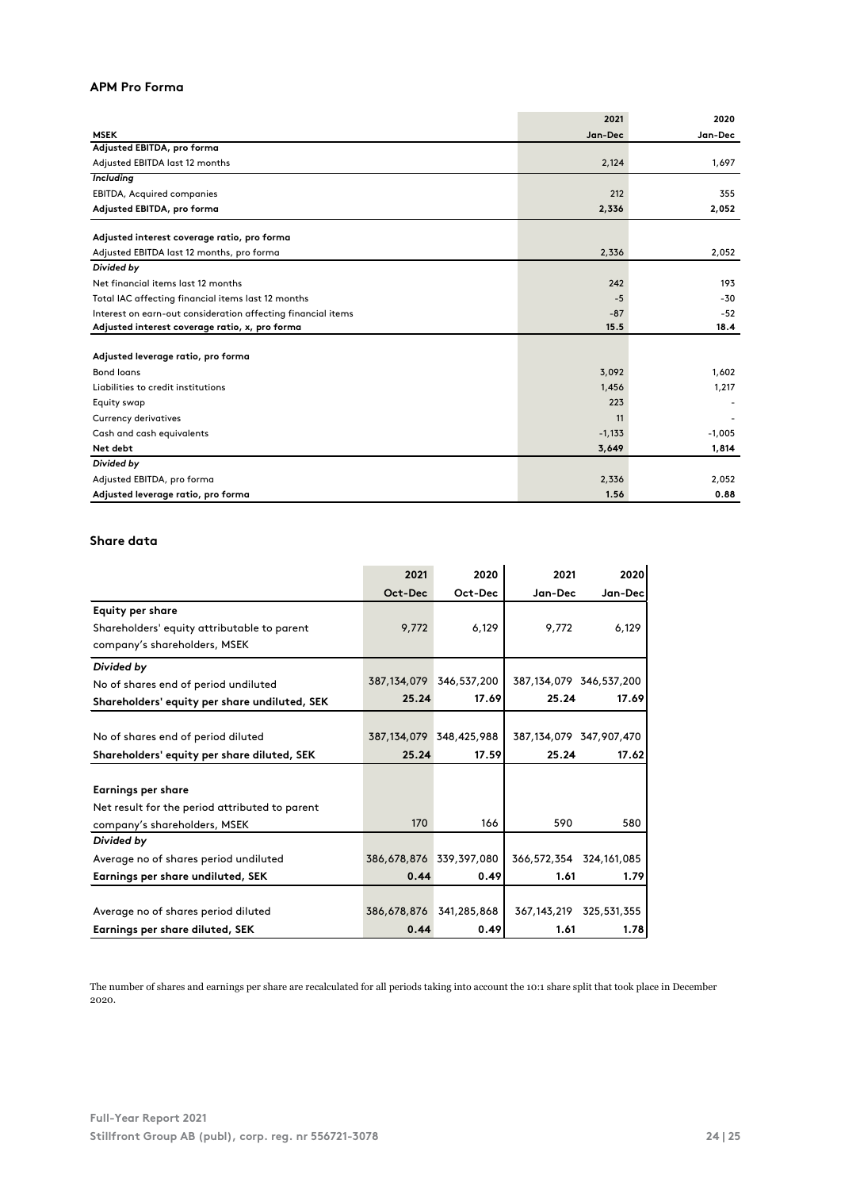## APM Pro Forma

| MSEK | 2021 Jan-Dec | 2020 Jan-Dec |
|---|---|---|
| **Adjusted EBITDA, pro forma** | | |
| Adjusted EBITDA last 12 months | 2,124 | 1,697 |
| *Including* | | |
| EBITDA, Acquired companies | 212 | 355 |
| **Adjusted EBITDA, pro forma** | **2,336** | **2,052** |
| | | |
| **Adjusted interest coverage ratio, pro forma** | | |
| Adjusted EBITDA last 12 months, pro forma | 2,336 | 2,052 |
| *Divided by* | | |
| Net financial items last 12 months | 242 | 193 |
| Total IAC affecting financial items last 12 months | -5 | -30 |
| Interest on earn-out consideration affecting financial items | -87 | -52 |
| **Adjusted interest coverage ratio, x, pro forma** | **15.5** | **18.4** |
| | | |
| **Adjusted leverage ratio, pro forma** | | |
| Bond loans | 3,092 | 1,602 |
| Liabilities to credit institutions | 1,456 | 1,217 |
| Equity swap | 223 | - |
| Currency derivatives | 11 | - |
| Cash and cash equivalents | -1,133 | -1,005 |
| **Net debt** | **3,649** | **1,814** |
| *Divided by* | | |
| Adjusted EBITDA, pro forma | 2,336 | 2,052 |
| **Adjusted leverage ratio, pro forma** | **1.56** | **0.88** |

## Share data

| | 2021 Oct-Dec | 2020 Oct-Dec | 2021 Jan-Dec | 2020 Jan-Dec |
|---|---|---|---|---|
| **Equity per share** | | | | |
| Shareholders' equity attributable to parent company's shareholders, MSEK | 9,772 | 6,129 | 9,772 | 6,129 |
| *Divided by* | | | | |
| No of shares end of period undiluted | 387,134,079 | 346,537,200 | 387,134,079 | 346,537,200 |
| **Shareholders' equity per share undiluted, SEK** | **25.24** | **17.69** | **25.24** | **17.69** |
| | | | | |
| No of shares end of period diluted | 387,134,079 | 348,425,988 | 387,134,079 | 347,907,470 |
| **Shareholders' equity per share diluted, SEK** | **25.24** | **17.59** | **25.24** | **17.62** |
| | | | | |
| **Earnings per share** | | | | |
| Net result for the period attributed to parent company's shareholders, MSEK | 170 | 166 | 590 | 580 |
| *Divided by* | | | | |
| Average no of shares period undiluted | 386,678,876 | 339,397,080 | 366,572,354 | 324,161,085 |
| **Earnings per share undiluted, SEK** | **0.44** | **0.49** | **1.61** | **1.79** |
| | | | | |
| Average no of shares period diluted | 386,678,876 | 341,285,868 | 367,143,219 | 325,531,355 |
| **Earnings per share diluted, SEK** | **0.44** | **0.49** | **1.61** | **1.78** |

The number of shares and earnings per share are recalculated for all periods taking into account the 10:1 share split that took place in December 2020.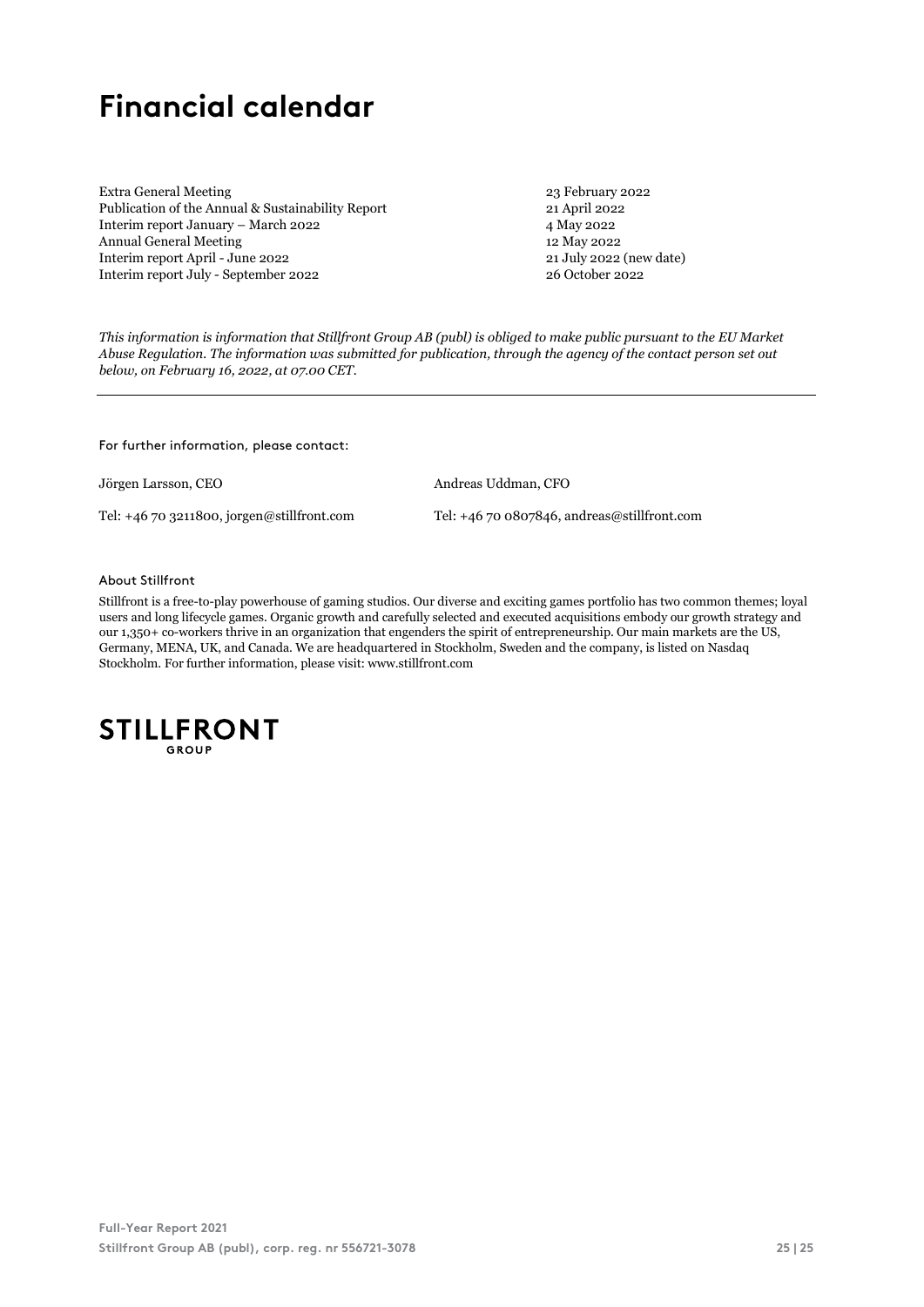# Financial calendar

| | |
|---|---|
| Extra General Meeting | 23 February 2022 |
| Publication of the Annual & Sustainability Report | 21 April 2022 |
| Interim report January – March 2022 | 4 May 2022 |
| Annual General Meeting | 12 May 2022 |
| Interim report April - June 2022 | 21 July 2022 (new date) |
| Interim report July - September 2022 | 26 October 2022 |

*This information is information that Stillfront Group AB (publ) is obliged to make public pursuant to the EU Market Abuse Regulation. The information was submitted for publication, through the agency of the contact person set out below, on February 16, 2022, at 07.00 CET.*

---

For further information, please contact:

Jörgen Larsson, CEO

Tel: +46 70 3211800, jorgen@stillfront.com

Andreas Uddman, CFO

Tel: +46 70 0807846, andreas@stillfront.com

About Stillfront

Stillfront is a free-to-play powerhouse of gaming studios. Our diverse and exciting games portfolio has two common themes; loyal users and long lifecycle games. Organic growth and carefully selected and executed acquisitions embody our growth strategy and our 1,350+ co-workers thrive in an organization that engenders the spirit of entrepreneurship. Our main markets are the US, Germany, MENA, UK, and Canada. We are headquartered in Stockholm, Sweden and the company, is listed on Nasdaq Stockholm. For further information, please visit: www.stillfront.com

STILLFRONT
GROUP